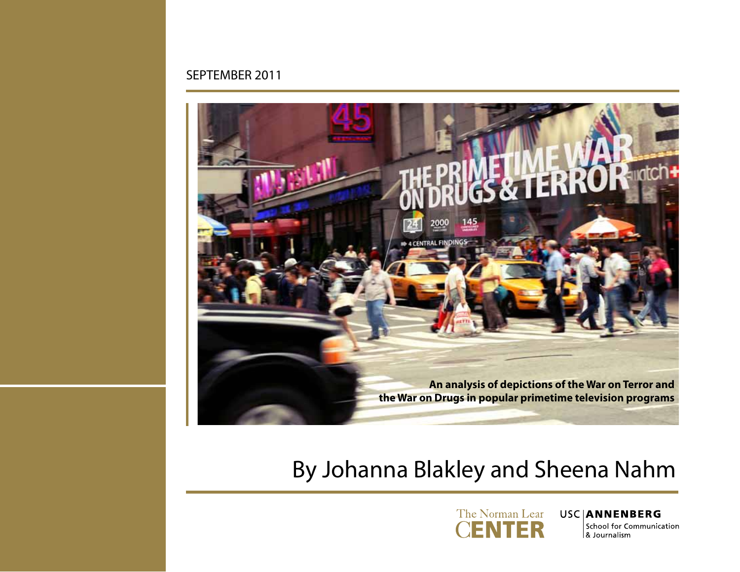SEPTEMBER 2011

# THE PRIMETIME WAR ON DRUGS & TERROR

**An analysis of depictions of the War on Terror and the War on Drugs in popular primetime television programs**

By Johanna Blakley and Sheena Nahm

The Norman Lear CENTER

USC ANNENBERG School for Communication & Journalism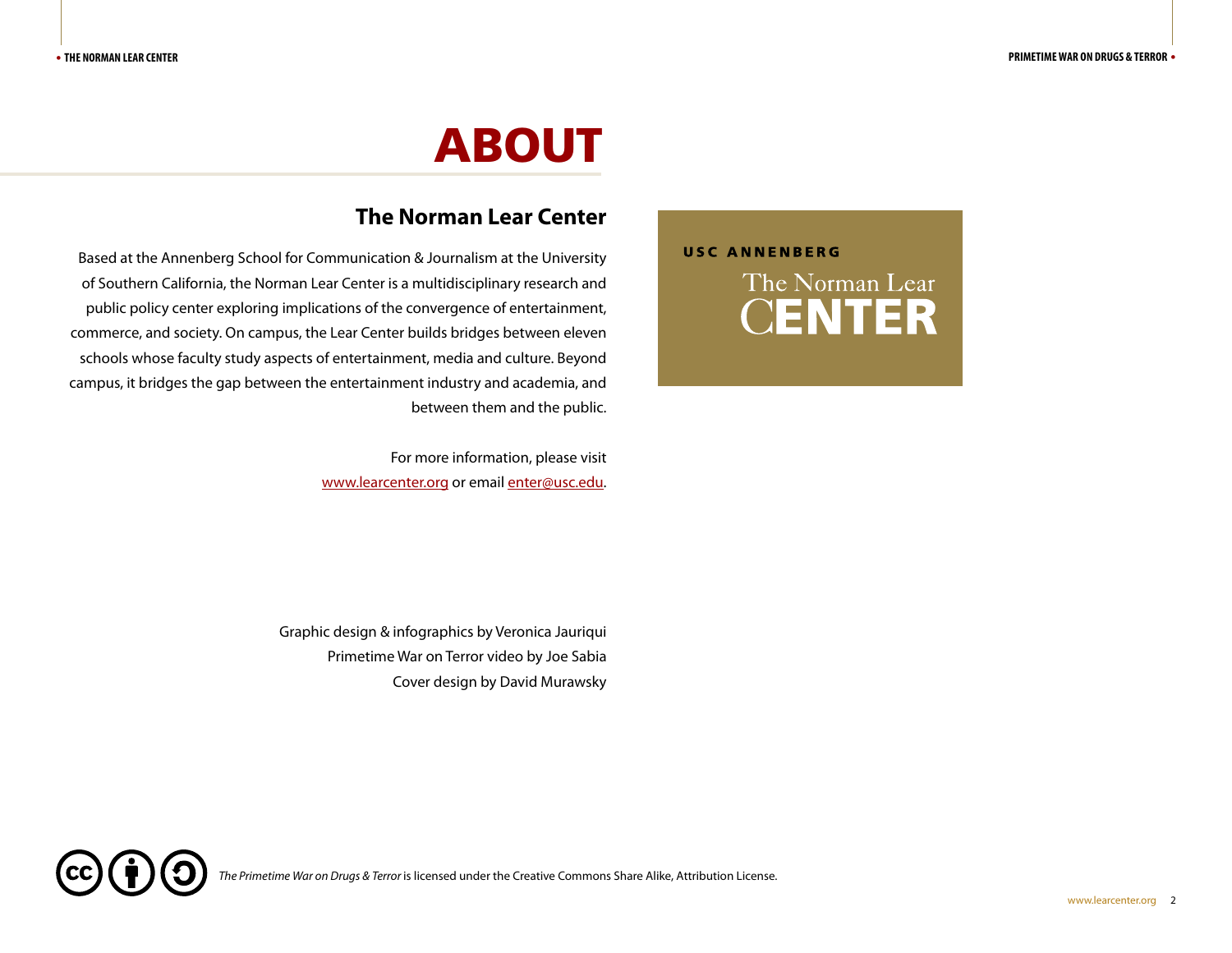# ABOUT

## The Norman Lear Center

Based at the Annenberg School for Communication & Journalism at the University of Southern California, the Norman Lear Center is a multidisciplinary research and public policy center exploring implications of the convergence of entertainment, commerce, and society. On campus, the Lear Center builds bridges between eleven schools whose faculty study aspects of entertainment, media and culture. Beyond campus, it bridges the gap between the entertainment industry and academia, and between them and the public.

For more information, please visit www.learcenter.org or email enter@usc.edu.

USC ANNENBERG

The Norman Lear CENTER

Graphic design & infographics by Veronica Jauriqui
Primetime War on Terror video by Joe Sabia
Cover design by David Murawsky

*The Primetime War on Drugs & Terror* is licensed under the Creative Commons Share Alike, Attribution License.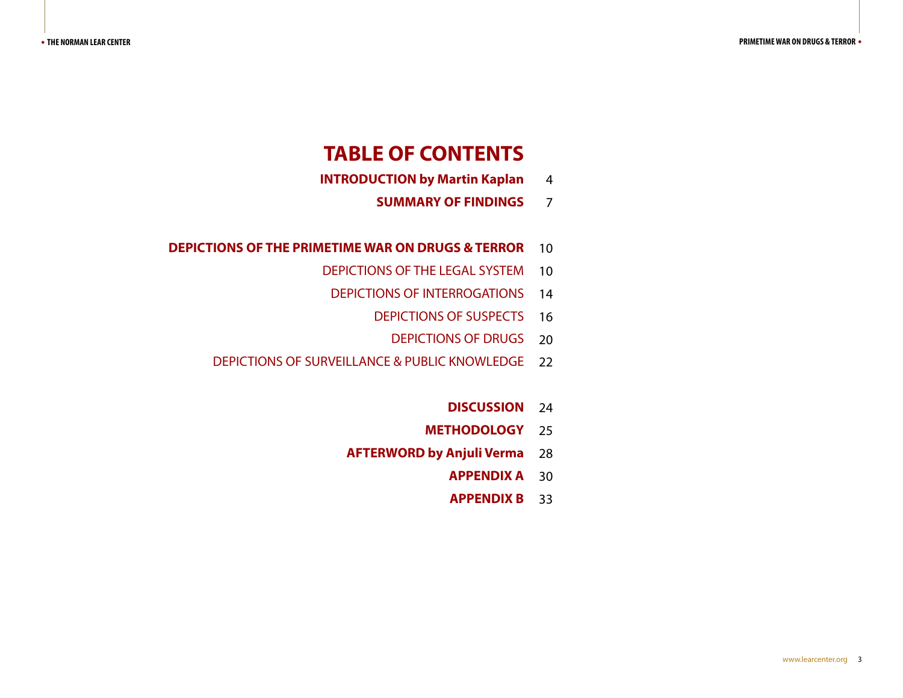# TABLE OF CONTENTS

**INTRODUCTION by Martin Kaplan** 4

**SUMMARY OF FINDINGS** 7

**DEPICTIONS OF THE PRIMETIME WAR ON DRUGS & TERROR** 10

DEPICTIONS OF THE LEGAL SYSTEM 10

DEPICTIONS OF INTERROGATIONS 14

DEPICTIONS OF SUSPECTS 16

DEPICTIONS OF DRUGS 20

DEPICTIONS OF SURVEILLANCE & PUBLIC KNOWLEDGE 22

**DISCUSSION** 24

**METHODOLOGY** 25

**AFTERWORD by Anjuli Verma** 28

**APPENDIX A** 30

**APPENDIX B** 33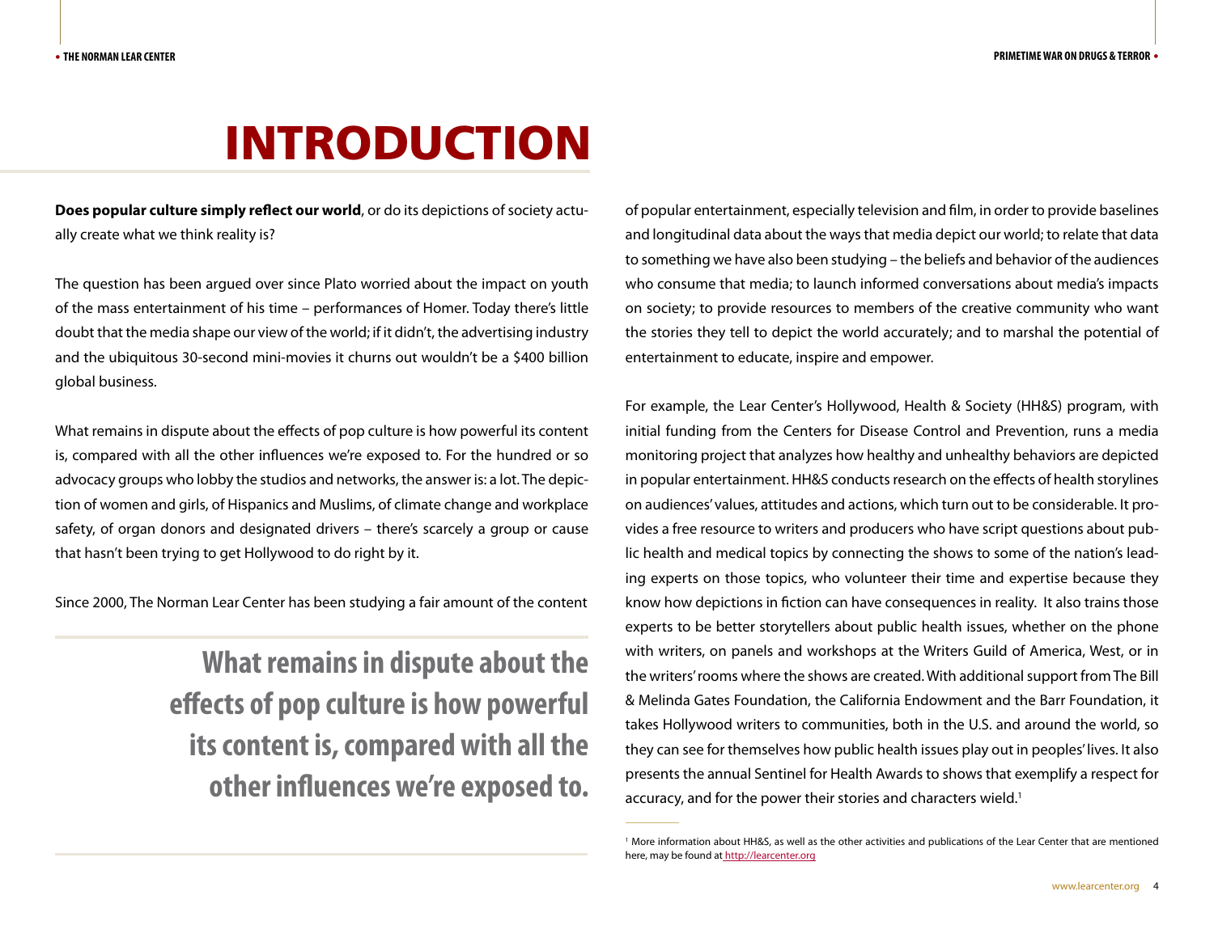# INTRODUCTION

**Does popular culture simply reflect our world**, or do its depictions of society actually create what we think reality is?

The question has been argued over since Plato worried about the impact on youth of the mass entertainment of his time – performances of Homer. Today there's little doubt that the media shape our view of the world; if it didn't, the advertising industry and the ubiquitous 30-second mini-movies it churns out wouldn't be a $400 billion global business.

What remains in dispute about the effects of pop culture is how powerful its content is, compared with all the other influences we're exposed to. For the hundred or so advocacy groups who lobby the studios and networks, the answer is: a lot. The depiction of women and girls, of Hispanics and Muslims, of climate change and workplace safety, of organ donors and designated drivers – there's scarcely a group or cause that hasn't been trying to get Hollywood to do right by it.

Since 2000, The Norman Lear Center has been studying a fair amount of the content of popular entertainment, especially television and film, in order to provide baselines and longitudinal data about the ways that media depict our world; to relate that data to something we have also been studying – the beliefs and behavior of the audiences who consume that media; to launch informed conversations about media's impacts on society; to provide resources to members of the creative community who want the stories they tell to depict the world accurately; and to marshal the potential of entertainment to educate, inspire and empower.

> **What remains in dispute about the effects of pop culture is how powerful its content is, compared with all the other influences we're exposed to.**

For example, the Lear Center's Hollywood, Health & Society (HH&S) program, with initial funding from the Centers for Disease Control and Prevention, runs a media monitoring project that analyzes how healthy and unhealthy behaviors are depicted in popular entertainment. HH&S conducts research on the effects of health storylines on audiences' values, attitudes and actions, which turn out to be considerable. It provides a free resource to writers and producers who have script questions about public health and medical topics by connecting the shows to some of the nation's leading experts on those topics, who volunteer their time and expertise because they know how depictions in fiction can have consequences in reality. It also trains those experts to be better storytellers about public health issues, whether on the phone with writers, on panels and workshops at the Writers Guild of America, West, or in the writers' rooms where the shows are created. With additional support from The Bill & Melinda Gates Foundation, the California Endowment and the Barr Foundation, it takes Hollywood writers to communities, both in the U.S. and around the world, so they can see for themselves how public health issues play out in peoples' lives. It also presents the annual Sentinel for Health Awards to shows that exemplify a respect for accuracy, and for the power their stories and characters wield.[1]

[1] More information about HH&S, as well as the other activities and publications of the Lear Center that are mentioned here, may be found at http://learcenter.org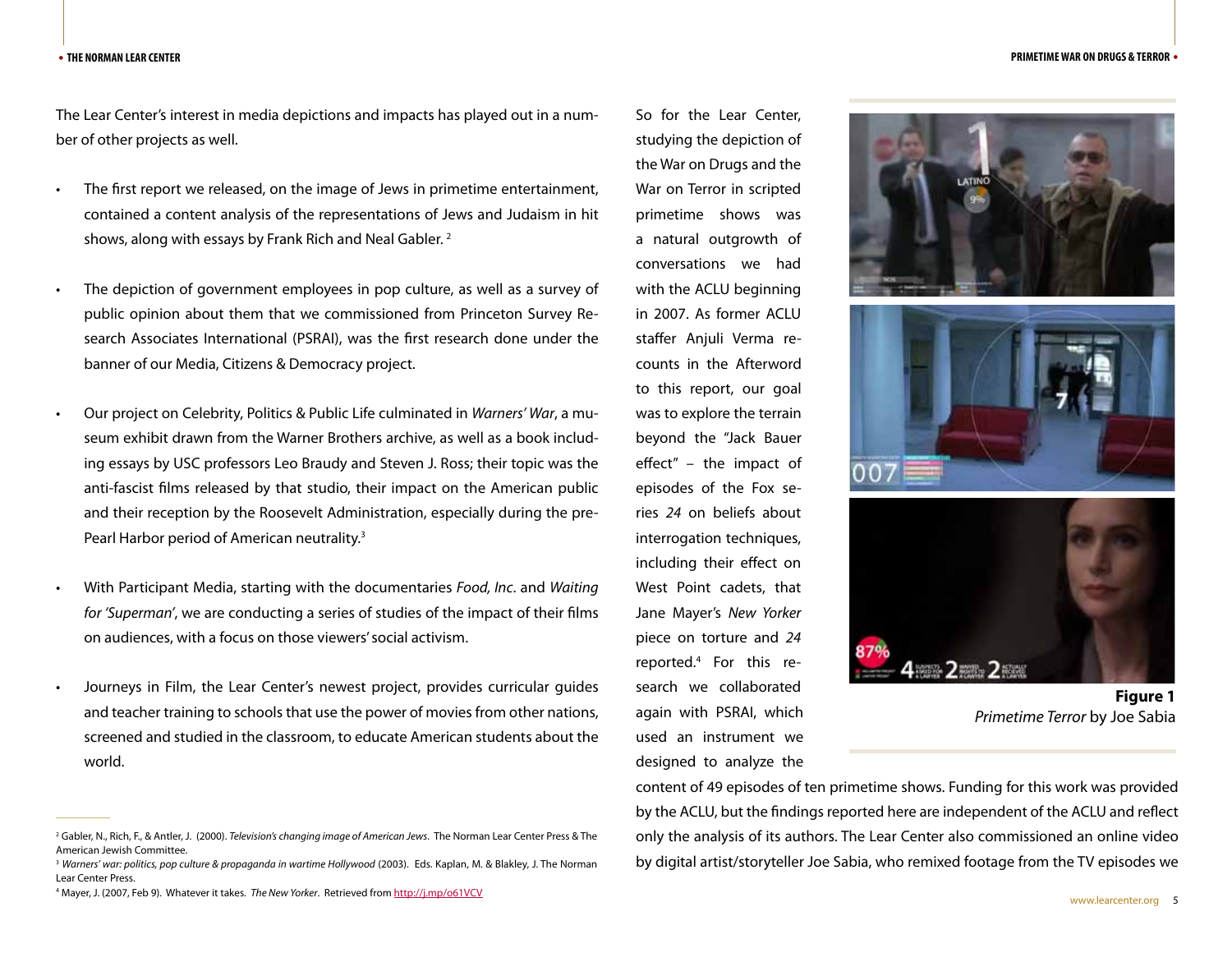The Lear Center's interest in media depictions and impacts has played out in a number of other projects as well.

- The first report we released, on the image of Jews in primetime entertainment, contained a content analysis of the representations of Jews and Judaism in hit shows, along with essays by Frank Rich and Neal Gabler. [2]

- The depiction of government employees in pop culture, as well as a survey of public opinion about them that we commissioned from Princeton Survey Research Associates International (PSRAI), was the first research done under the banner of our Media, Citizens & Democracy project.

- Our project on Celebrity, Politics & Public Life culminated in *Warners' War*, a museum exhibit drawn from the Warner Brothers archive, as well as a book including essays by USC professors Leo Braudy and Steven J. Ross; their topic was the anti-fascist films released by that studio, their impact on the American public and their reception by the Roosevelt Administration, especially during the pre-Pearl Harbor period of American neutrality.[3]

- With Participant Media, starting with the documentaries *Food, Inc*. and *Waiting for 'Superman'*, we are conducting a series of studies of the impact of their films on audiences, with a focus on those viewers' social activism.

- Journeys in Film, the Lear Center's newest project, provides curricular guides and teacher training to schools that use the power of movies from other nations, screened and studied in the classroom, to educate American students about the world.

So for the Lear Center, studying the depiction of the War on Drugs and the War on Terror in scripted primetime shows was a natural outgrowth of conversations we had with the ACLU beginning in 2007. As former ACLU staffer Anjuli Verma recounts in the Afterword to this report, our goal was to explore the terrain beyond the "Jack Bauer effect" – the impact of episodes of the Fox series *24* on beliefs about interrogation techniques, including their effect on West Point cadets, that Jane Mayer's *New Yorker* piece on torture and *24* reported.[4] For this research we collaborated again with PSRAI, which used an instrument we designed to analyze the content of 49 episodes of ten primetime shows. Funding for this work was provided by the ACLU, but the findings reported here are independent of the ACLU and reflect only the analysis of its authors. The Lear Center also commissioned an online video by digital artist/storyteller Joe Sabia, who remixed footage from the TV episodes we

**Figure 1**
*Primetime Terror* by Joe Sabia

---

[2] Gabler, N., Rich, F., & Antler, J. (2000). *Television's changing image of American Jews*. The Norman Lear Center Press & The American Jewish Committee.

[3] *Warners' war: politics, pop culture & propaganda in wartime Hollywood* (2003). Eds. Kaplan, M. & Blakley, J. The Norman Lear Center Press.

[4] Mayer, J. (2007, Feb 9). Whatever it takes. *The New Yorker*. Retrieved from http://j.mp/o61VCV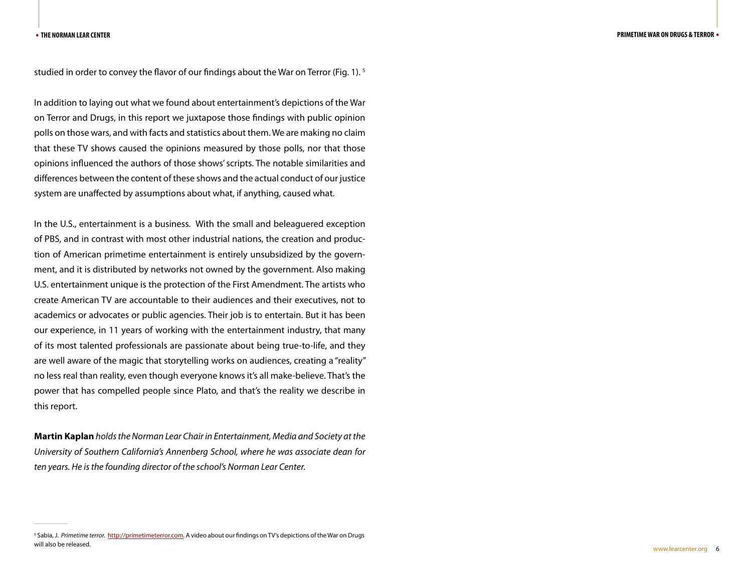studied in order to convey the flavor of our findings about the War on Terror (Fig. 1). [5]

In addition to laying out what we found about entertainment's depictions of the War on Terror and Drugs, in this report we juxtapose those findings with public opinion polls on those wars, and with facts and statistics about them. We are making no claim that these TV shows caused the opinions measured by those polls, nor that those opinions influenced the authors of those shows' scripts. The notable similarities and differences between the content of these shows and the actual conduct of our justice system are unaffected by assumptions about what, if anything, caused what.

In the U.S., entertainment is a business. With the small and beleaguered exception of PBS, and in contrast with most other industrial nations, the creation and production of American primetime entertainment is entirely unsubsidized by the government, and it is distributed by networks not owned by the government. Also making U.S. entertainment unique is the protection of the First Amendment. The artists who create American TV are accountable to their audiences and their executives, not to academics or advocates or public agencies. Their job is to entertain. But it has been our experience, in 11 years of working with the entertainment industry, that many of its most talented professionals are passionate about being true-to-life, and they are well aware of the magic that storytelling works on audiences, creating a "reality" no less real than reality, even though everyone knows it's all make-believe. That's the power that has compelled people since Plato, and that's the reality we describe in this report.

**Martin Kaplan** *holds the Norman Lear Chair in Entertainment, Media and Society at the University of Southern California's Annenberg School, where he was associate dean for ten years. He is the founding director of the school's Norman Lear Center.*

---

[5] Sabia, J. *Primetime terror.* http://primetimeterror.com. A video about our findings on TV's depictions of the War on Drugs will also be released.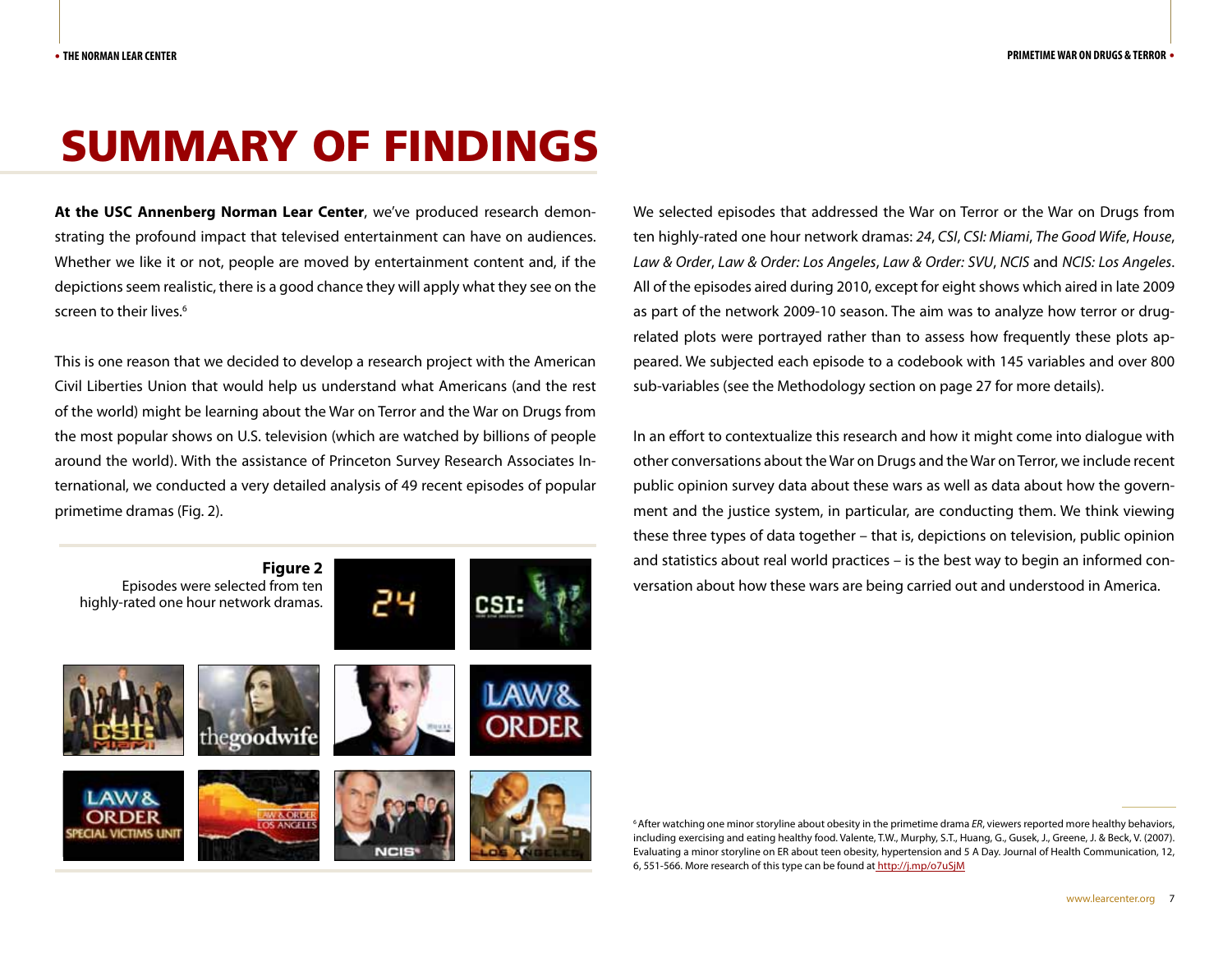# SUMMARY OF FINDINGS

**At the USC Annenberg Norman Lear Center**, we've produced research demonstrating the profound impact that televised entertainment can have on audiences. Whether we like it or not, people are moved by entertainment content and, if the depictions seem realistic, there is a good chance they will apply what they see on the screen to their lives.[6]

This is one reason that we decided to develop a research project with the American Civil Liberties Union that would help us understand what Americans (and the rest of the world) might be learning about the War on Terror and the War on Drugs from the most popular shows on U.S. television (which are watched by billions of people around the world). With the assistance of Princeton Survey Research Associates International, we conducted a very detailed analysis of 49 recent episodes of popular primetime dramas (Fig. 2).

**Figure 2**
Episodes were selected from ten highly-rated one hour network dramas.

We selected episodes that addressed the War on Terror or the War on Drugs from ten highly-rated one hour network dramas: *24*, *CSI*, *CSI: Miami*, *The Good Wife*, *House*, *Law & Order*, *Law & Order: Los Angeles*, *Law & Order: SVU*, *NCIS* and *NCIS: Los Angeles*. All of the episodes aired during 2010, except for eight shows which aired in late 2009 as part of the network 2009-10 season. The aim was to analyze how terror or drug-related plots were portrayed rather than to assess how frequently these plots appeared. We subjected each episode to a codebook with 145 variables and over 800 sub-variables (see the Methodology section on page 27 for more details).

In an effort to contextualize this research and how it might come into dialogue with other conversations about the War on Drugs and the War on Terror, we include recent public opinion survey data about these wars as well as data about how the government and the justice system, in particular, are conducting them. We think viewing these three types of data together – that is, depictions on television, public opinion and statistics about real world practices – is the best way to begin an informed conversation about how these wars are being carried out and understood in America.

[6] After watching one minor storyline about obesity in the primetime drama *ER*, viewers reported more healthy behaviors, including exercising and eating healthy food. Valente, T.W., Murphy, S.T., Huang, G., Gusek, J., Greene, J. & Beck, V. (2007). Evaluating a minor storyline on ER about teen obesity, hypertension and 5 A Day. Journal of Health Communication, 12, 6, 551-566. More research of this type can be found at http://j.mp/o7uSjM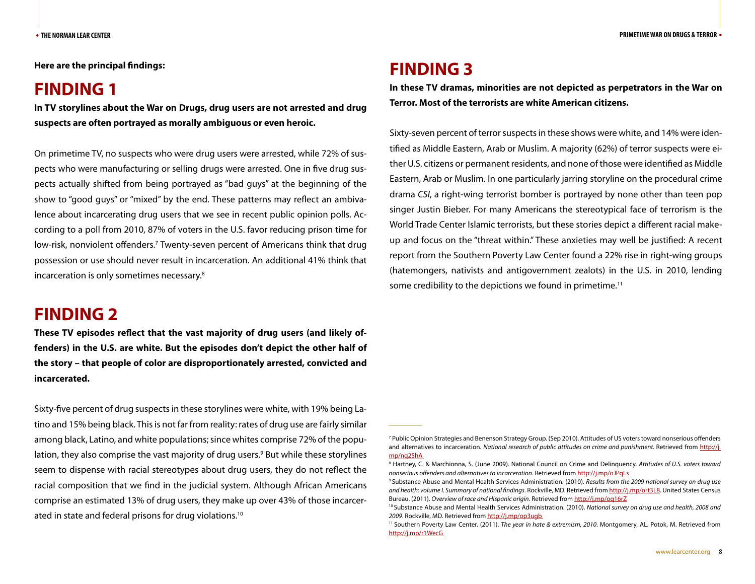**Here are the principal findings:**

## FINDING 1

**In TV storylines about the War on Drugs, drug users are not arrested and drug suspects are often portrayed as morally ambiguous or even heroic.**

On primetime TV, no suspects who were drug users were arrested, while 72% of suspects who were manufacturing or selling drugs were arrested. One in five drug suspects actually shifted from being portrayed as "bad guys" at the beginning of the show to "good guys" or "mixed" by the end. These patterns may reflect an ambivalence about incarcerating drug users that we see in recent public opinion polls. According to a poll from 2010, 87% of voters in the U.S. favor reducing prison time for low-risk, nonviolent offenders.[7] Twenty-seven percent of Americans think that drug possession or use should never result in incarceration. An additional 41% think that incarceration is only sometimes necessary.[8]

## FINDING 2

**These TV episodes reflect that the vast majority of drug users (and likely offenders) in the U.S. are white. But the episodes don't depict the other half of the story – that people of color are disproportionately arrested, convicted and incarcerated.**

Sixty-five percent of drug suspects in these storylines were white, with 19% being Latino and 15% being black. This is not far from reality: rates of drug use are fairly similar among black, Latino, and white populations; since whites comprise 72% of the population, they also comprise the vast majority of drug users.[9] But while these storylines seem to dispense with racial stereotypes about drug users, they do not reflect the racial composition that we find in the judicial system. Although African Americans comprise an estimated 13% of drug users, they make up over 43% of those incarcerated in state and federal prisons for drug violations.[10]

## FINDING 3

**In these TV dramas, minorities are not depicted as perpetrators in the War on Terror. Most of the terrorists are white American citizens.**

Sixty-seven percent of terror suspects in these shows were white, and 14% were identified as Middle Eastern, Arab or Muslim. A majority (62%) of terror suspects were either U.S. citizens or permanent residents, and none of those were identified as Middle Eastern, Arab or Muslim. In one particularly jarring storyline on the procedural crime drama *CSI*, a right-wing terrorist bomber is portrayed by none other than teen pop singer Justin Bieber. For many Americans the stereotypical face of terrorism is the World Trade Center Islamic terrorists, but these stories depict a different racial makeup and focus on the "threat within." These anxieties may well be justified: A recent report from the Southern Poverty Law Center found a 22% rise in right-wing groups (hatemongers, nativists and antigovernment zealots) in the U.S. in 2010, lending some credibility to the depictions we found in primetime.[11]

---

[7] Public Opinion Strategies and Benenson Strategy Group. (Sep 2010). Attitudes of US voters toward nonserious offenders and alternatives to incarceration. *National research of public attitudes on crime and punishment.* Retrieved from http://j.mp/nq2ShA

[8] Hartney, C. & Marchionna, S. (June 2009). National Council on Crime and Delinquency. *Attitudes of U.S. voters toward nonserious offenders and alternatives to incarceration*. Retrieved from http://j.mp/oJPqLs

[9] Substance Abuse and Mental Health Services Administration. (2010). *Results from the 2009 national survey on drug use and health: volume I. Summary of national findings*. Rockville, MD. Retrieved from http://j.mp/ort3L8. United States Census Bureau. (2011). *Overview of race and Hispanic origin*. Retrieved from http://j.mp/oq16rZ

[10] Substance Abuse and Mental Health Services Administration. (2010). *National survey on drug use and health, 2008 and 2009*. Rockville, MD. Retrieved from http://j.mp/op3ugb

[11] Southern Poverty Law Center. (2011). *The year in hate & extremism, 2010*. Montgomery, AL. Potok, M. Retrieved from http://j.mp/r1WecG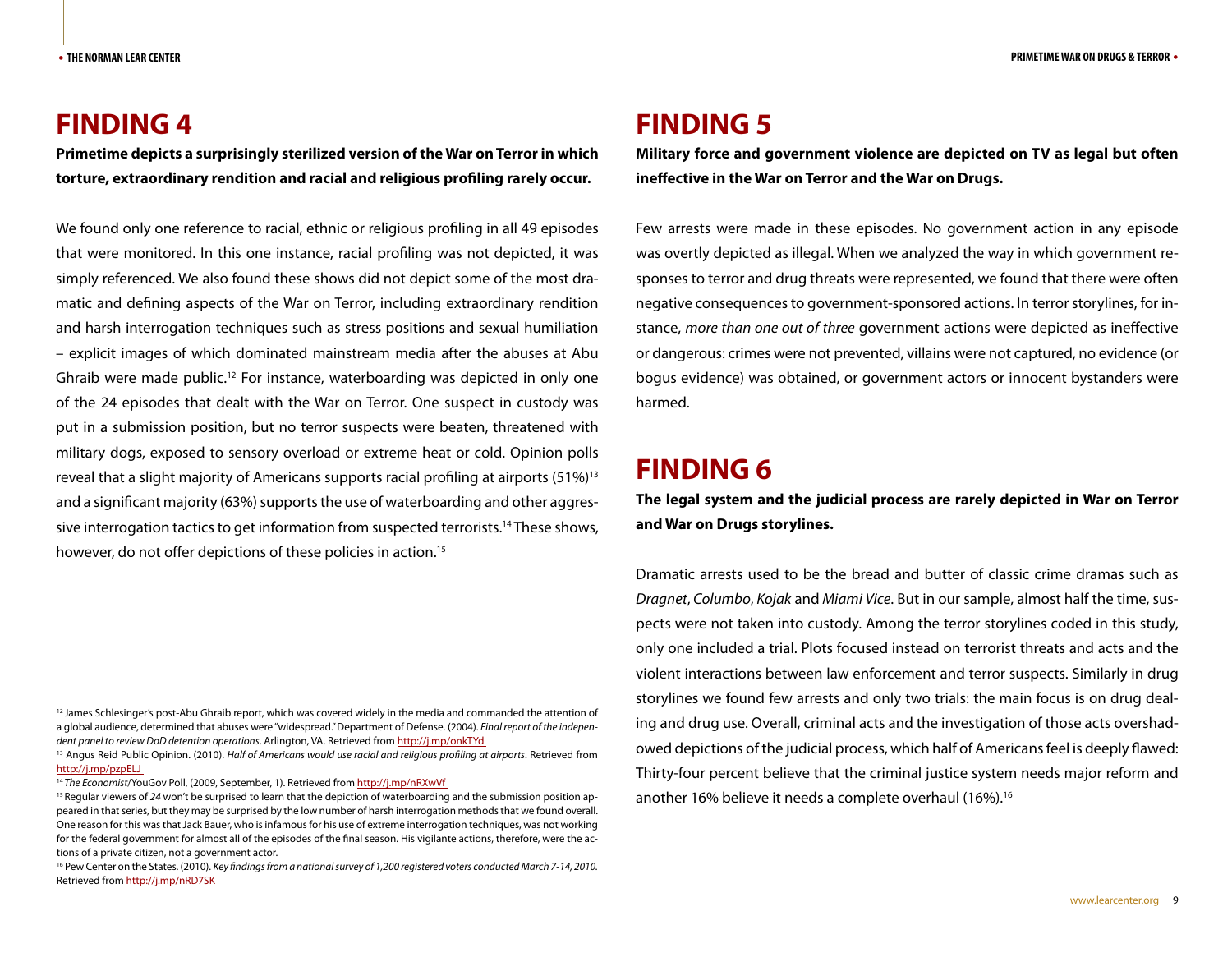# FINDING 4

**Primetime depicts a surprisingly sterilized version of the War on Terror in which torture, extraordinary rendition and racial and religious profiling rarely occur.**

We found only one reference to racial, ethnic or religious profiling in all 49 episodes that were monitored. In this one instance, racial profiling was not depicted, it was simply referenced. We also found these shows did not depict some of the most dramatic and defining aspects of the War on Terror, including extraordinary rendition and harsh interrogation techniques such as stress positions and sexual humiliation – explicit images of which dominated mainstream media after the abuses at Abu Ghraib were made public.[12] For instance, waterboarding was depicted in only one of the 24 episodes that dealt with the War on Terror. One suspect in custody was put in a submission position, but no terror suspects were beaten, threatened with military dogs, exposed to sensory overload or extreme heat or cold. Opinion polls reveal that a slight majority of Americans supports racial profiling at airports (51%)[13] and a significant majority (63%) supports the use of waterboarding and other aggressive interrogation tactics to get information from suspected terrorists.[14] These shows, however, do not offer depictions of these policies in action.[15]

[12] James Schlesinger's post-Abu Ghraib report, which was covered widely in the media and commanded the attention of a global audience, determined that abuses were "widespread." Department of Defense. (2004). *Final report of the independent panel to review DoD detention operations*. Arlington, VA. Retrieved from http://j.mp/onkTYd

[13] Angus Reid Public Opinion. (2010). *Half of Americans would use racial and religious profiling at airports*. Retrieved from http://j.mp/pzpELJ

[14] *The Economist*/YouGov Poll, (2009, September, 1). Retrieved from http://j.mp/nRXwVf

[15] Regular viewers of *24* won't be surprised to learn that the depiction of waterboarding and the submission position appeared in that series, but they may be surprised by the low number of harsh interrogation methods that we found overall. One reason for this was that Jack Bauer, who is infamous for his use of extreme interrogation techniques, was not working for the federal government for almost all of the episodes of the final season. His vigilante actions, therefore, were the actions of a private citizen, not a government actor.

[16] Pew Center on the States. (2010). *Key findings from a national survey of 1,200 registered voters conducted March 7-14, 2010.* Retrieved from http://j.mp/nRD7SK

# FINDING 5

**Military force and government violence are depicted on TV as legal but often ineffective in the War on Terror and the War on Drugs.**

Few arrests were made in these episodes. No government action in any episode was overtly depicted as illegal. When we analyzed the way in which government responses to terror and drug threats were represented, we found that there were often negative consequences to government-sponsored actions. In terror storylines, for instance, *more than one out of three* government actions were depicted as ineffective or dangerous: crimes were not prevented, villains were not captured, no evidence (or bogus evidence) was obtained, or government actors or innocent bystanders were harmed.

# FINDING 6

**The legal system and the judicial process are rarely depicted in War on Terror and War on Drugs storylines.**

Dramatic arrests used to be the bread and butter of classic crime dramas such as *Dragnet*, *Columbo*, *Kojak* and *Miami Vice*. But in our sample, almost half the time, suspects were not taken into custody. Among the terror storylines coded in this study, only one included a trial. Plots focused instead on terrorist threats and acts and the violent interactions between law enforcement and terror suspects. Similarly in drug storylines we found few arrests and only two trials: the main focus is on drug dealing and drug use. Overall, criminal acts and the investigation of those acts overshadowed depictions of the judicial process, which half of Americans feel is deeply flawed: Thirty-four percent believe that the criminal justice system needs major reform and another 16% believe it needs a complete overhaul (16%).[16]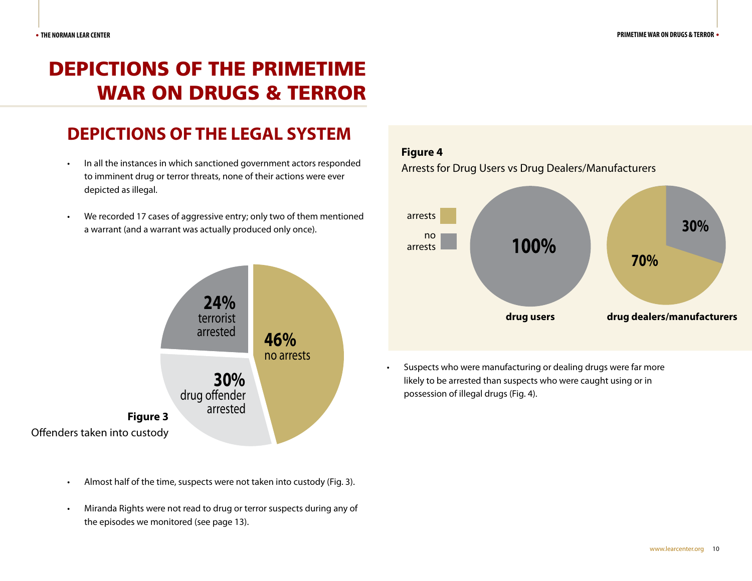# DEPICTIONS OF THE PRIMETIME WAR ON DRUGS & TERROR

## DEPICTIONS OF THE LEGAL SYSTEM

- In all the instances in which sanctioned government actors responded to imminent drug or terror threats, none of their actions were ever depicted as illegal.
- We recorded 17 cases of aggressive entry; only two of them mentioned a warrant (and a warrant was actually produced only once).

**24%** terrorist arrested

**46%** no arrests

**30%** drug offender arrested

**Figure 3**
Offenders taken into custody

- Almost half of the time, suspects were not taken into custody (Fig. 3).
- Miranda Rights were not read to drug or terror suspects during any of the episodes we monitored (see page 13).

**Figure 4**
Arrests for Drug Users vs Drug Dealers/Manufacturers

arrests
no arrests

**drug users**: **100%** (no arrests)

**drug dealers/manufacturers**: **70%** (arrests), **30%** (no arrests)

- Suspects who were manufacturing or dealing drugs were far more likely to be arrested than suspects who were caught using or in possession of illegal drugs (Fig. 4).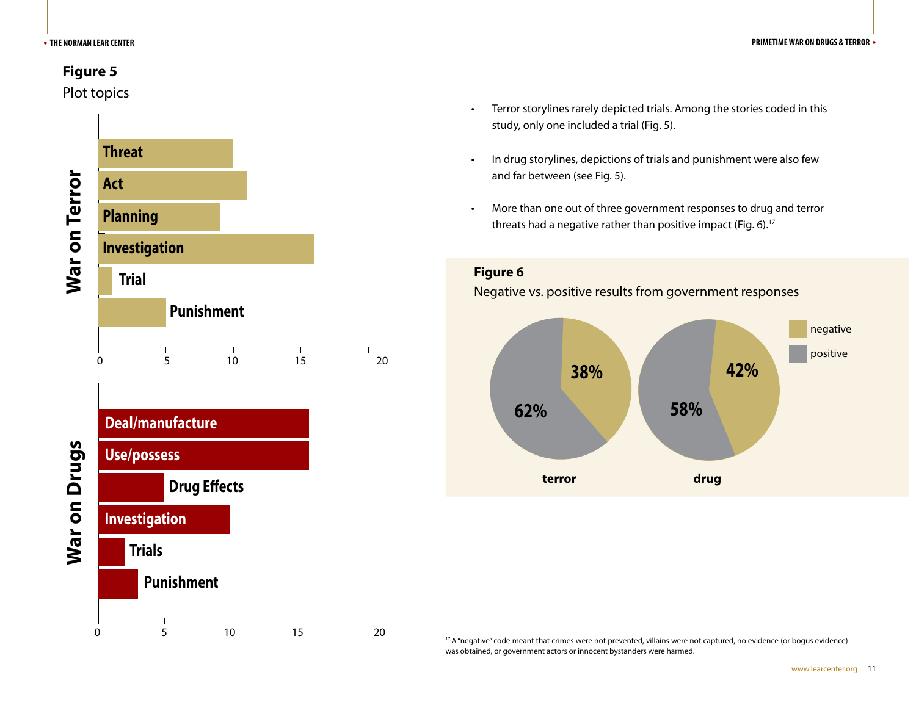**Figure 5**

Plot topics

War on Terror

| Topic | Value |
|---|---|
| Threat | |
| Act | |
| Planning | |
| Investigation | |
| Trial | |
| Punishment | |

War on Drugs

| Topic | Value |
|---|---|
| Deal/manufacture | |
| Use/possess | |
| Drug Effects | |
| Investigation | |
| Trials | |
| Punishment | |

- Terror storylines rarely depicted trials. Among the stories coded in this study, only one included a trial (Fig. 5).
- In drug storylines, depictions of trials and punishment were also few and far between (see Fig. 5).
- More than one out of three government responses to drug and terror threats had a negative rather than positive impact (Fig. 6).[17]

**Figure 6**

Negative vs. positive results from government responses

| | negative | positive |
|---|---|---|
| terror | 38% | 62% |
| drug | 42% | 58% |

[17] A "negative" code meant that crimes were not prevented, villains were not captured, no evidence (or bogus evidence) was obtained, or government actors or innocent bystanders were harmed.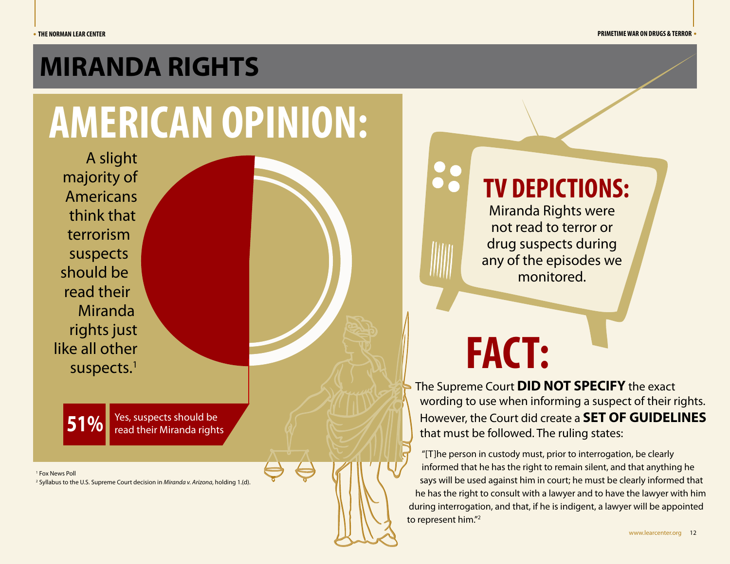# MIRANDA RIGHTS

## AMERICAN OPINION:

A slight majority of Americans think that terrorism suspects should be read their Miranda rights just like all other suspects.[1]

**51%** Yes, suspects should be read their Miranda rights

## TV DEPICTIONS:

Miranda Rights were not read to terror or drug suspects during any of the episodes we monitored.

## FACT:

The Supreme Court **DID NOT SPECIFY** the exact wording to use when informing a suspect of their rights. However, the Court did create a **SET OF GUIDELINES** that must be followed. The ruling states:

"[T]he person in custody must, prior to interrogation, be clearly informed that he has the right to remain silent, and that anything he says will be used against him in court; he must be clearly informed that he has the right to consult with a lawyer and to have the lawyer with him during interrogation, and that, if he is indigent, a lawyer will be appointed to represent him."[2]

[1] Fox News Poll

[2] Syllabus to the U.S. Supreme Court decision in *Miranda v. Arizona*, holding 1.(d).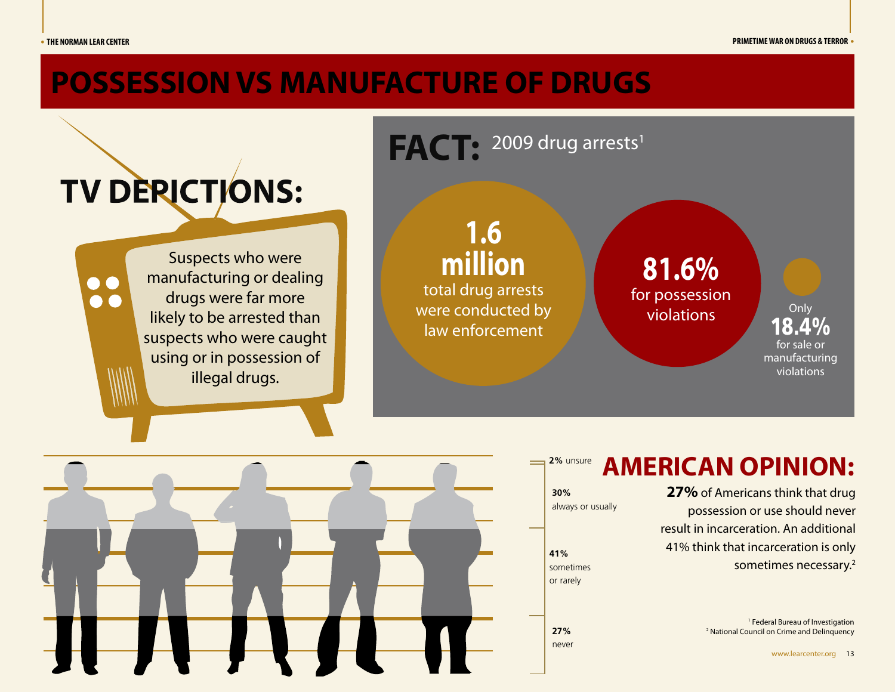# POSSESSION VS MANUFACTURE OF DRUGS

## TV DEPICTIONS:

Suspects who were manufacturing or dealing drugs were far more likely to be arrested than suspects who were caught using or in possession of illegal drugs.

## FACT: 2009 drug arrests[1]

**1.6 million** total drug arrests were conducted by law enforcement

**81.6%** for possession violations

Only **18.4%** for sale or manufacturing violations

## AMERICAN OPINION:

**27%** of Americans think that drug possession or use should never result in incarceration. An additional 41% think that incarceration is only sometimes necessary.[2]

- **2%** unsure
- **30%** always or usually
- **41%** sometimes or rarely
- **27%** never

[1] Federal Bureau of Investigation
[2] National Council on Crime and Delinquency

www.learcenter.org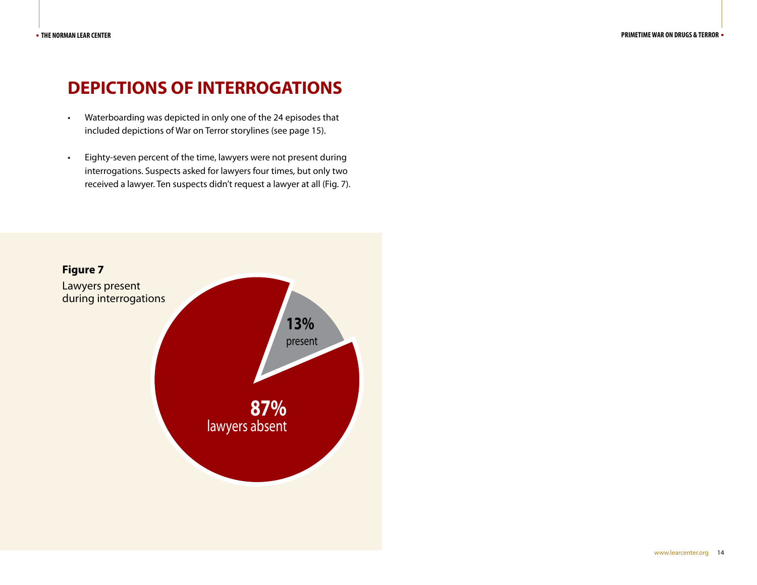# DEPICTIONS OF INTERROGATIONS

- Waterboarding was depicted in only one of the 24 episodes that included depictions of War on Terror storylines (see page 15).
- Eighty-seven percent of the time, lawyers were not present during interrogations. Suspects asked for lawyers four times, but only two received a lawyer. Ten suspects didn't request a lawyer at all (Fig. 7).

**Figure 7**
Lawyers present during interrogations

13% present

87% lawyers absent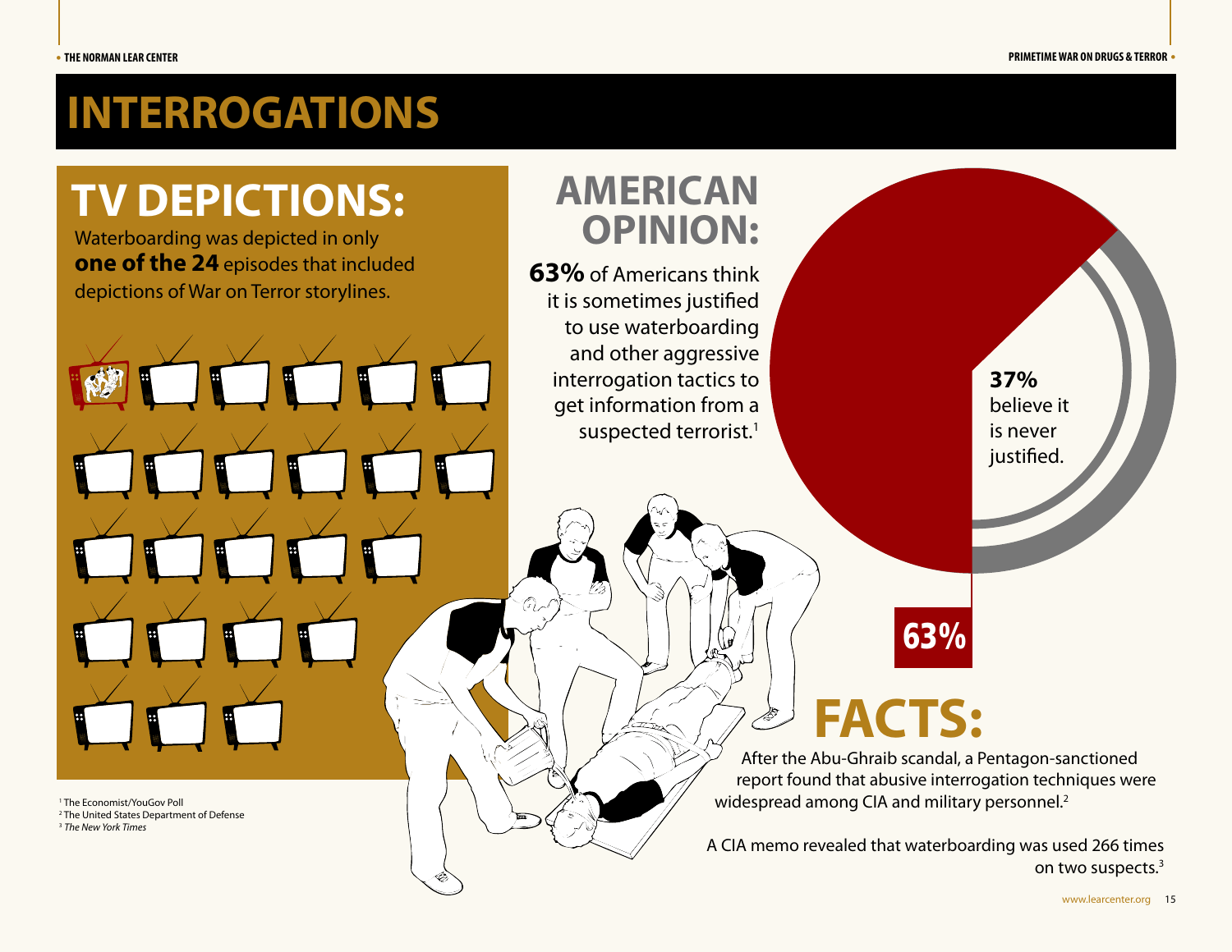# INTERROGATIONS

## TV DEPICTIONS:

Waterboarding was depicted in only **one of the 24** episodes that included depictions of War on Terror storylines.

## AMERICAN OPINION:

**63%** of Americans think it is sometimes justified to use waterboarding and other aggressive interrogation tactics to get information from a suspected terrorist.[1]

**37%** believe it is never justified.

63%

## FACTS:

After the Abu-Ghraib scandal, a Pentagon-sanctioned report found that abusive interrogation techniques were widespread among CIA and military personnel.[2]

A CIA memo revealed that waterboarding was used 266 times on two suspects.[3]

[1] The Economist/YouGov Poll
[2] The United States Department of Defense
[3] *The New York Times*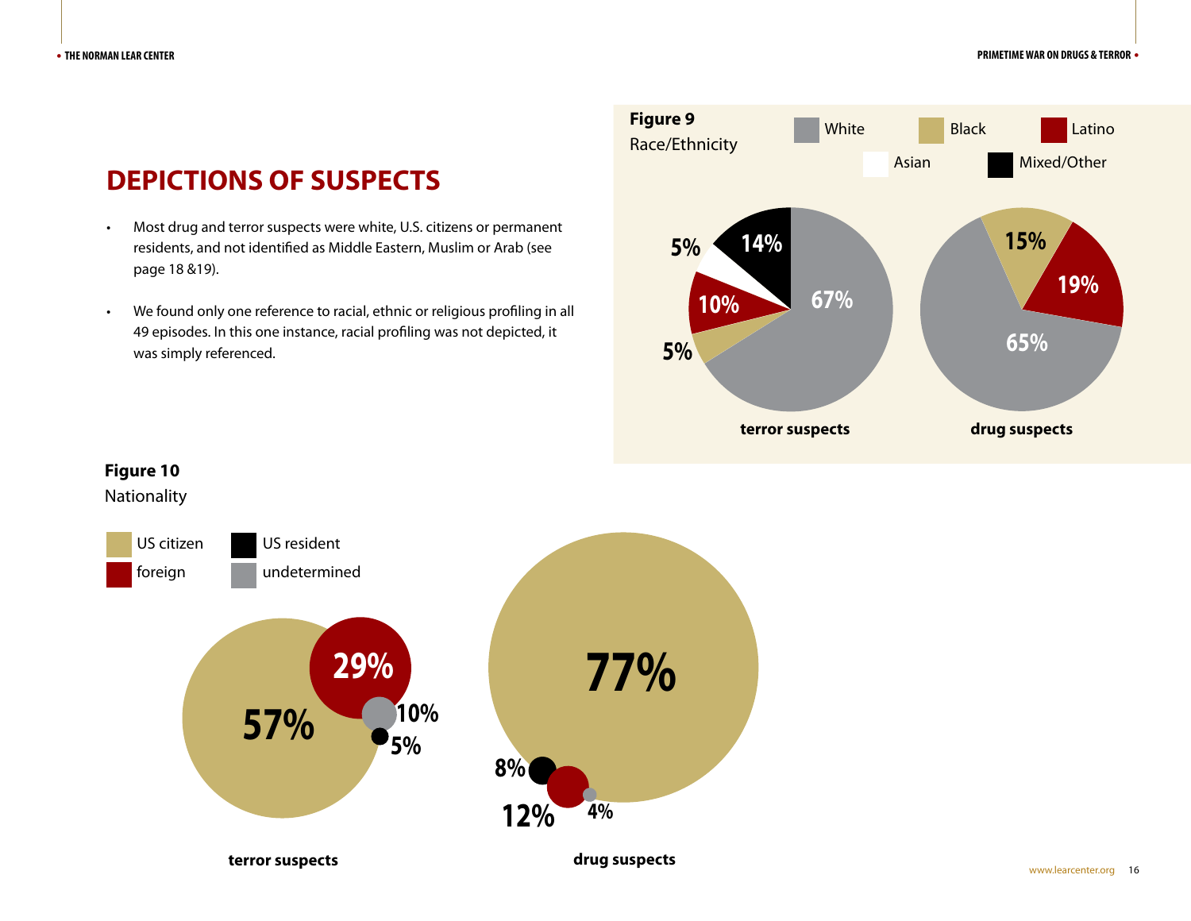## DEPICTIONS OF SUSPECTS

- Most drug and terror suspects were white, U.S. citizens or permanent residents, and not identified as Middle Eastern, Muslim or Arab (see page 18 &19).
- We found only one reference to racial, ethnic or religious profiling in all 49 episodes. In this one instance, racial profiling was not depicted, it was simply referenced.

**Figure 9**
Race/Ethnicity

| | White | Black | Latino | Asian | Mixed/Other |
|---|---|---|---|---|---|
| terror suspects | 67% | 5% | 10% | 5% | 14% |
| drug suspects | 65% | 15% | 19% | | |

**Figure 10**
Nationality

| | US citizen | US resident | foreign | undetermined |
|---|---|---|---|---|
| terror suspects | 57% | 5% | 29% | 10% |
| drug suspects | 77% | 8% | 12% | 4% |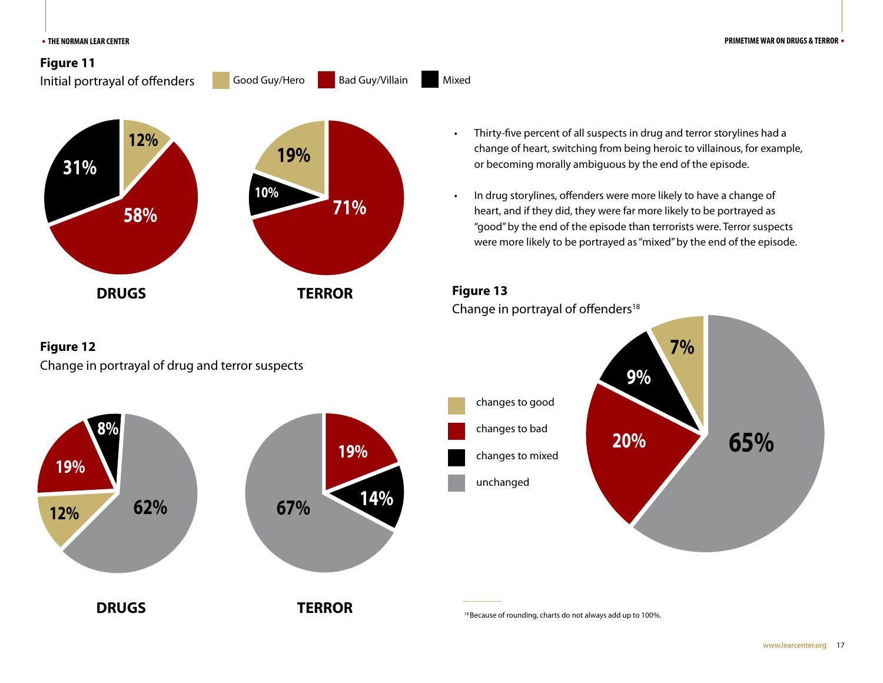**Figure 11**
Initial portrayal of offenders

Good Guy/Hero | Bad Guy/Villain | Mixed

| | Good Guy/Hero | Bad Guy/Villain | Mixed |
|---|---|---|---|
| DRUGS | 12% | 58% | 31% |
| TERROR | 19% | 71% | 10% |

**Figure 12**
Change in portrayal of drug and terror suspects

| | Changes to good | Changes to bad | Changes to mixed | Unchanged |
|---|---|---|---|---|
| DRUGS | 12% | 19% | 8% | 62% |
| TERROR | | 19% | 14% | 67% |

- Thirty-five percent of all suspects in drug and terror storylines had a change of heart, switching from being heroic to villainous, for example, or becoming morally ambiguous by the end of the episode.
- In drug storylines, offenders were more likely to have a change of heart, and if they did, they were far more likely to be portrayed as "good" by the end of the episode than terrorists were. Terror suspects were more likely to be portrayed as "mixed" by the end of the episode.

**Figure 13**
Change in portrayal of offenders[18]

| | Percent |
|---|---|
| changes to good | 7% |
| changes to bad | 20% |
| changes to mixed | 9% |
| unchanged | 65% |

[18] Because of rounding, charts do not always add up to 100%.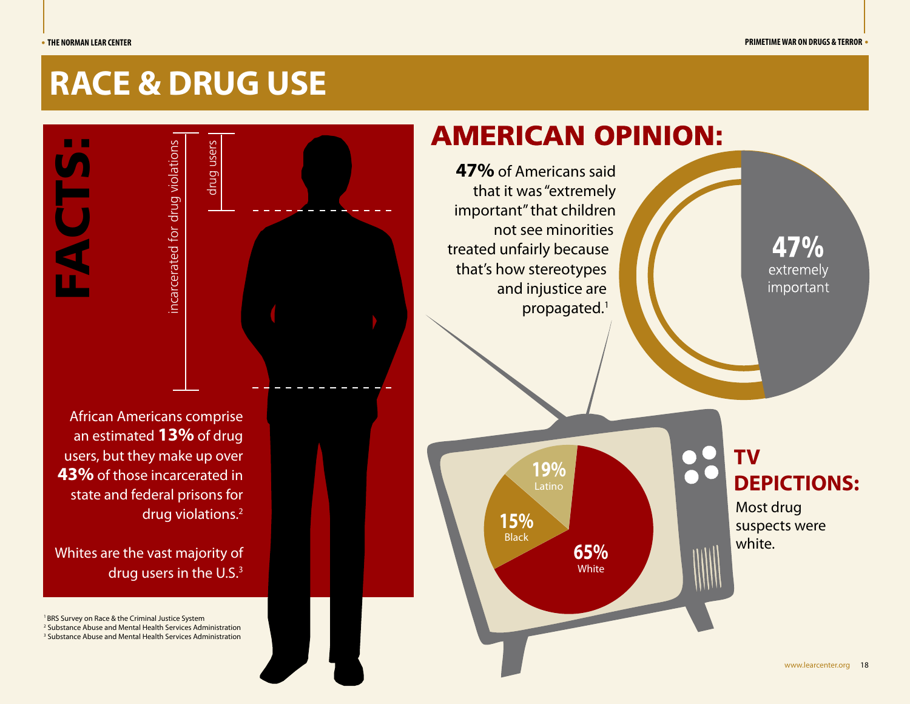# RACE & DRUG USE

## FACTS:

incarcerated for drug violations

drug users

African Americans comprise an estimated **13%** of drug users, but they make up over **43%** of those incarcerated in state and federal prisons for drug violations.[2]

Whites are the vast majority of drug users in the U.S.[3]

## AMERICAN OPINION:

**47%** of Americans said that it was "extremely important" that children not see minorities treated unfairly because that's how stereotypes and injustice are propagated.[1]

**47%** extremely important

## TV DEPICTIONS:

Most drug suspects were white.

**19%** Latino

**15%** Black

**65%** White

[1] BRS Survey on Race & the Criminal Justice System
[2] Substance Abuse and Mental Health Services Administration
[3] Substance Abuse and Mental Health Services Administration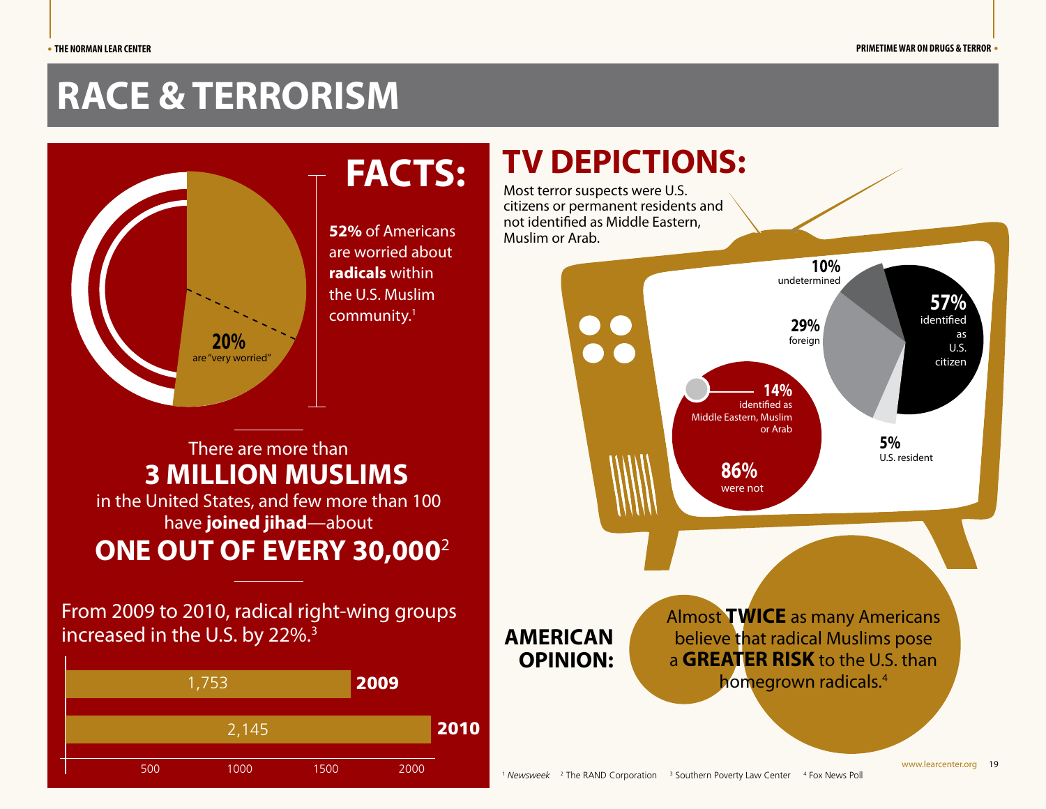# RACE & TERRORISM

## FACTS:

**52%** of Americans are worried about **radicals** within the U.S. Muslim community.[1]

**20%** are "very worried"

There are more than
**3 MILLION MUSLIMS**
in the United States, and few more than 100 have **joined jihad**—about
**ONE OUT OF EVERY 30,000**[2]

From 2009 to 2010, radical right-wing groups increased in the U.S. by 22%.[3]

| Year | Groups |
|---|---|
| 2009 | 1,753 |
| 2010 | 2,145 |

## TV DEPICTIONS:

Most terror suspects were U.S. citizens or permanent residents and not identified as Middle Eastern, Muslim or Arab.

- **57%** identified as U.S. citizen
- **29%** foreign
- **10%** undetermined
- **5%** U.S. resident

- **14%** identified as Middle Eastern, Muslim or Arab
- **86%** were not

## AMERICAN OPINION:

Almost **TWICE** as many Americans believe that radical Muslims pose a **GREATER RISK** to the U.S. than homegrown radicals.[4]

[1] *Newsweek* [2] The RAND Corporation [3] Southern Poverty Law Center [4] Fox News Poll

www.learcenter.org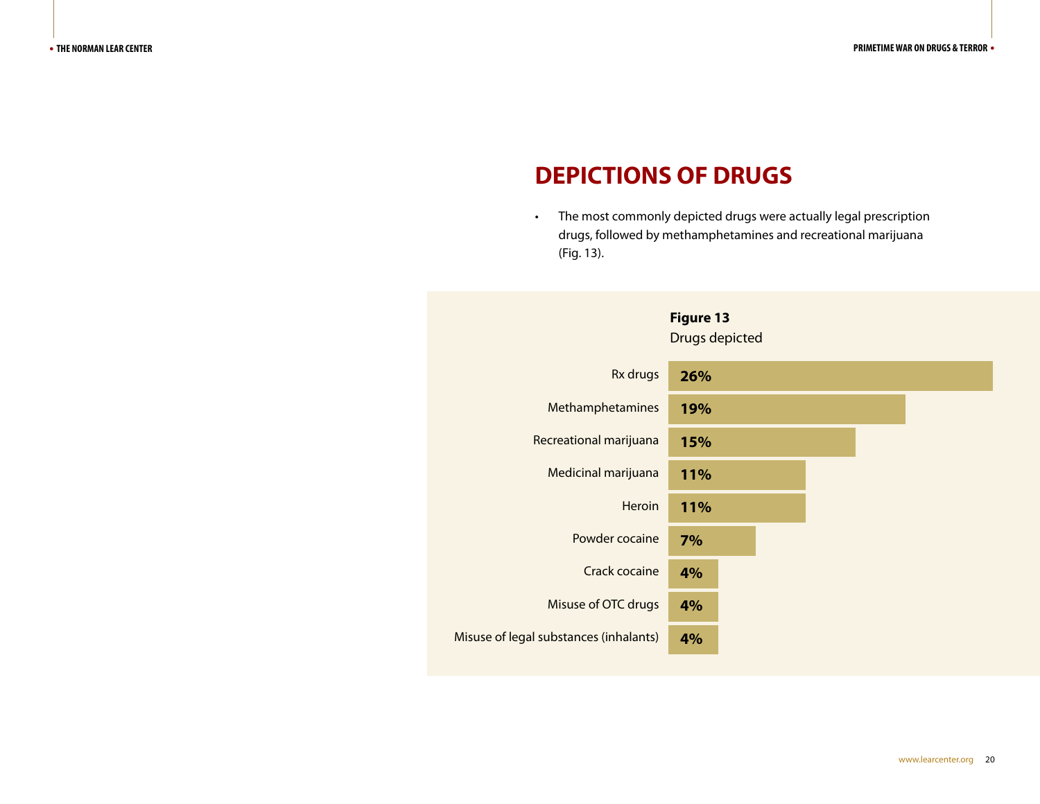## DEPICTIONS OF DRUGS

- The most commonly depicted drugs were actually legal prescription drugs, followed by methamphetamines and recreational marijuana (Fig. 13).

**Figure 13**
Drugs depicted

| Drug | Percentage |
|---|---|
| Rx drugs | 26% |
| Methamphetamines | 19% |
| Recreational marijuana | 15% |
| Medicinal marijuana | 11% |
| Heroin | 11% |
| Powder cocaine | 7% |
| Crack cocaine | 4% |
| Misuse of OTC drugs | 4% |
| Misuse of legal substances (inhalants) | 4% |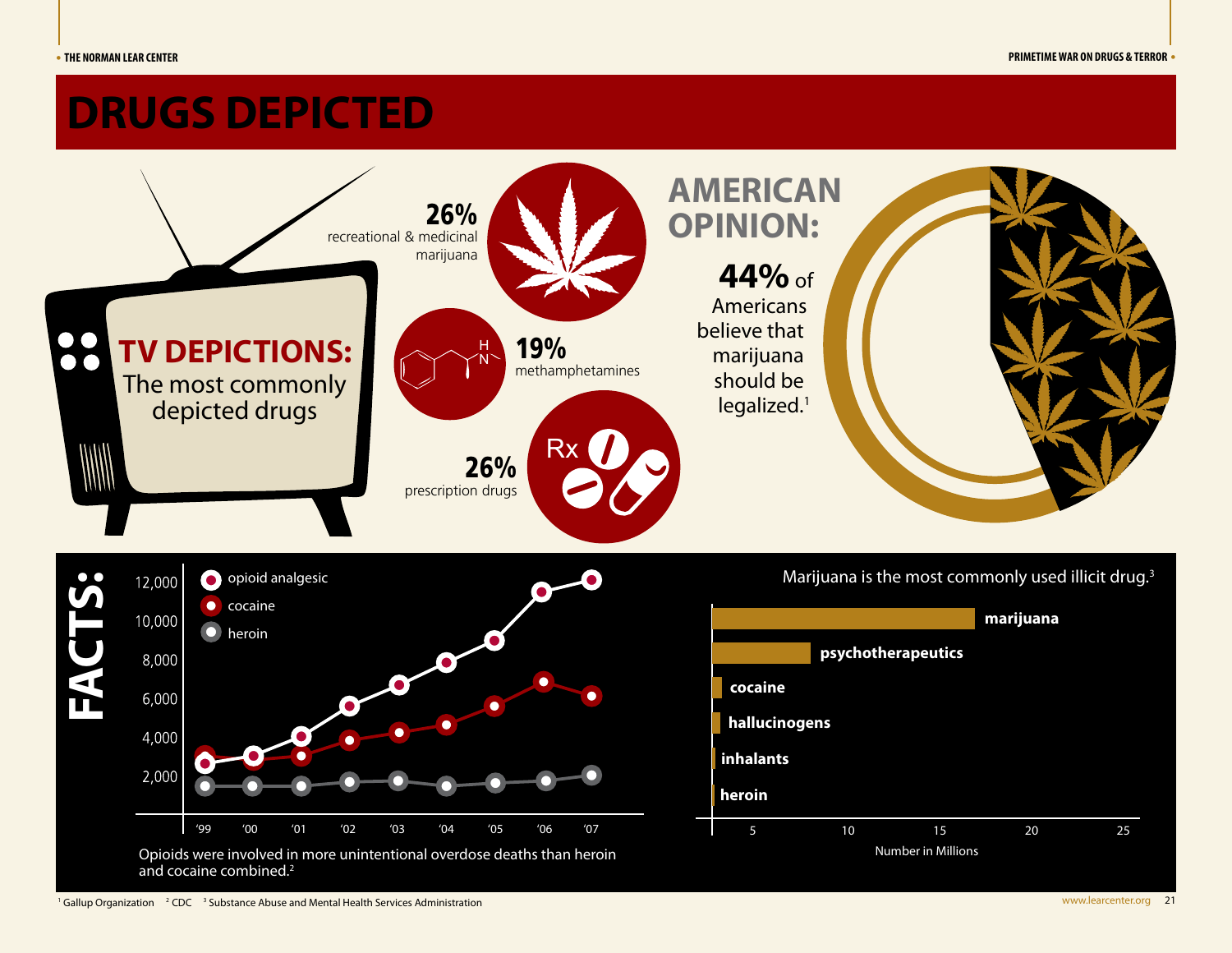# DRUGS DEPICTED

## TV DEPICTIONS:

The most commonly depicted drugs

**26%** recreational & medicinal marijuana

**19%** methamphetamines

**26%** prescription drugs

## AMERICAN OPINION:

**44%** of Americans believe that marijuana should be legalized.[1]

## FACTS:

| Year | '99 | '00 | '01 | '02 | '03 | '04 | '05 | '06 | '07 |
|---|---|---|---|---|---|---|---|---|---|
| opioid analgesic | ~2,700 | ~3,000 | ~4,100 | ~5,500 | ~6,700 | ~7,900 | ~9,000 | ~11,400 | ~12,000 |
| cocaine | ~3,000 | ~2,900 | ~3,100 | ~3,800 | ~4,300 | ~4,700 | ~5,600 | ~6,900 | ~6,200 |
| heroin | ~1,900 | ~1,900 | ~1,900 | ~2,000 | ~2,100 | ~1,900 | ~2,000 | ~2,100 | ~2,400 |

Opioids were involved in more unintentional overdose deaths than heroin and cocaine combined.[2]

Marijuana is the most commonly used illicit drug.[3]

| Drug | Number in Millions |
|---|---|
| marijuana | ~14.4 |
| psychotherapeutics | ~5.4 |
| cocaine | ~0.6 |
| hallucinogens | ~0.4 |
| inhalants | ~0.2 |
| heroin | ~0.1 |

[1] Gallup Organization [2] CDC [3] Substance Abuse and Mental Health Services Administration

www.learcenter.org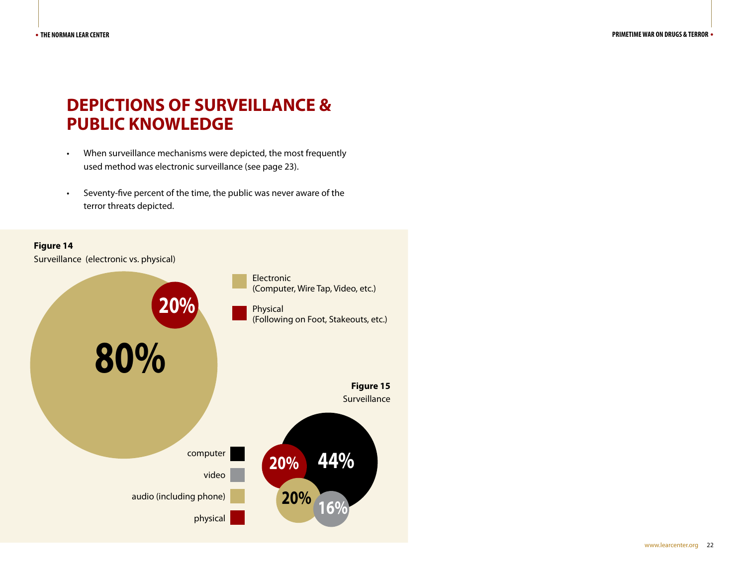# DEPICTIONS OF SURVEILLANCE & PUBLIC KNOWLEDGE

- When surveillance mechanisms were depicted, the most frequently used method was electronic surveillance (see page 23).
- Seventy-five percent of the time, the public was never aware of the terror threats depicted.

**Figure 14**
Surveillance (electronic vs. physical)

| Category | Percent |
| --- | --- |
| Electronic (Computer, Wire Tap, Video, etc.) | 80% |
| Physical (Following on Foot, Stakeouts, etc.) | 20% |

**Figure 15**
Surveillance

| Category | Percent |
| --- | --- |
| computer | 44% |
| video | 16% |
| audio (including phone) | 20% |
| physical | 20% |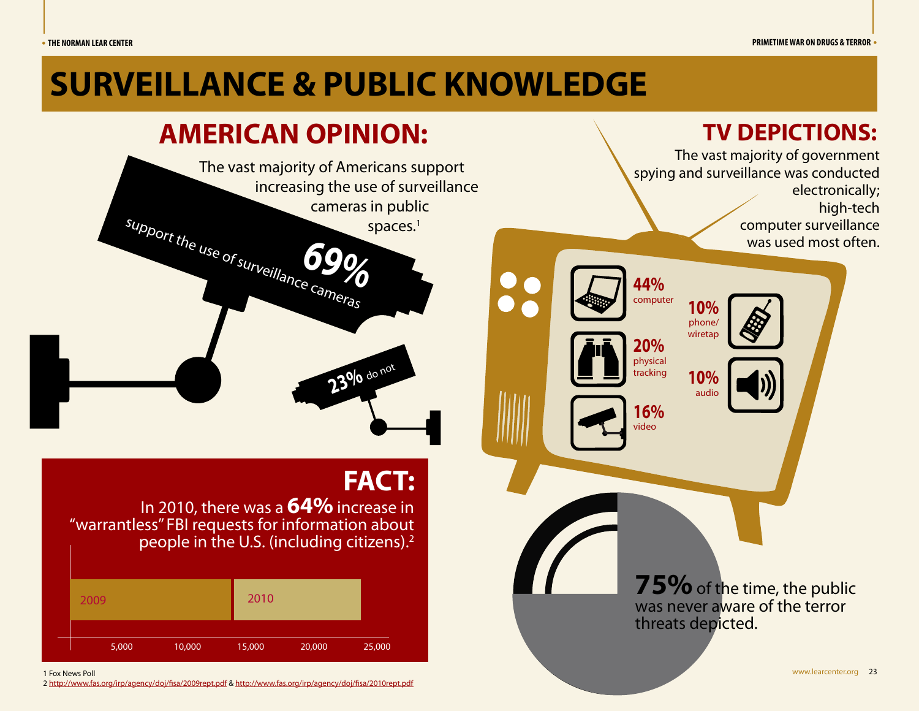# SURVEILLANCE & PUBLIC KNOWLEDGE

## AMERICAN OPINION:

The vast majority of Americans support increasing the use of surveillance cameras in public spaces.[1]

**69%** support the use of surveillance cameras

**23%** do not

## FACT:

In 2010, there was a **64%** increase in "warrantless" FBI requests for information about people in the U.S. (including citizens).[2]

2009

2010

5,000 10,000 15,000 20,000 25,000

## TV DEPICTIONS:

The vast majority of government spying and surveillance was conducted electronically; high-tech computer surveillance was used most often.

**44%** computer

**20%** physical tracking

**16%** video

**10%** phone/wiretap

**10%** audio

**75%** of the time, the public was never aware of the terror threats depicted.

1 Fox News Poll

2 http://www.fas.org/irp/agency/doj/fisa/2009rept.pdf & http://www.fas.org/irp/agency/doj/fisa/2010rept.pdf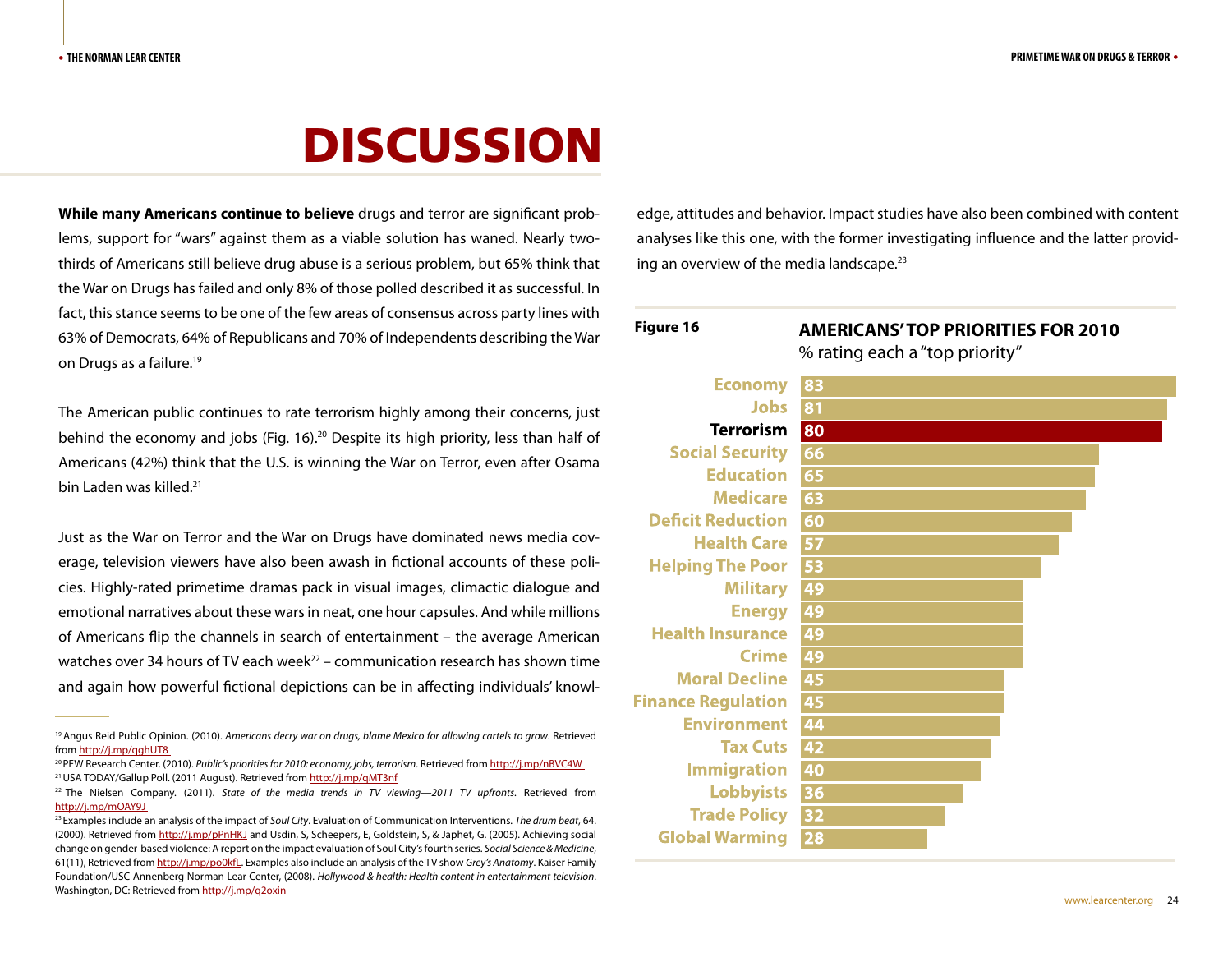# DISCUSSION

**While many Americans continue to believe** drugs and terror are significant problems, support for "wars" against them as a viable solution has waned. Nearly two-thirds of Americans still believe drug abuse is a serious problem, but 65% think that the War on Drugs has failed and only 8% of those polled described it as successful. In fact, this stance seems to be one of the few areas of consensus across party lines with 63% of Democrats, 64% of Republicans and 70% of Independents describing the War on Drugs as a failure.[19]

The American public continues to rate terrorism highly among their concerns, just behind the economy and jobs (Fig. 16).[20] Despite its high priority, less than half of Americans (42%) think that the U.S. is winning the War on Terror, even after Osama bin Laden was killed.[21]

Just as the War on Terror and the War on Drugs have dominated news media coverage, television viewers have also been awash in fictional accounts of these policies. Highly-rated primetime dramas pack in visual images, climactic dialogue and emotional narratives about these wars in neat, one hour capsules. And while millions of Americans flip the channels in search of entertainment – the average American watches over 34 hours of TV each week[22] – communication research has shown time and again how powerful fictional depictions can be in affecting individuals' knowledge, attitudes and behavior. Impact studies have also been combined with content analyses like this one, with the former investigating influence and the latter providing an overview of the media landscape.[23]

**Figure 16**

**AMERICANS' TOP PRIORITIES FOR 2010**
% rating each a "top priority"

| Priority | % |
|---|---|
| Economy | 83 |
| Jobs | 81 |
| Terrorism | 80 |
| Social Security | 66 |
| Education | 65 |
| Medicare | 63 |
| Deficit Reduction | 60 |
| Health Care | 57 |
| Helping The Poor | 53 |
| Military | 49 |
| Energy | 49 |
| Health Insurance | 49 |
| Crime | 49 |
| Moral Decline | 45 |
| Finance Regulation | 45 |
| Environment | 44 |
| Tax Cuts | 42 |
| Immigration | 40 |
| Lobbyists | 36 |
| Trade Policy | 32 |
| Global Warming | 28 |

---

[19] Angus Reid Public Opinion. (2010). *Americans decry war on drugs, blame Mexico for allowing cartels to grow*. Retrieved from http://j.mp/qghUT8

[20] PEW Research Center. (2010). *Public's priorities for 2010: economy, jobs, terrorism*. Retrieved from http://j.mp/nBVC4W

[21] USA TODAY/Gallup Poll. (2011 August). Retrieved from http://j.mp/qMT3nf

[22] The Nielsen Company. (2011). *State of the media trends in TV viewing—2011 TV upfronts*. Retrieved from http://j.mp/mOAY9J

[23] Examples include an analysis of the impact of *Soul City*. Evaluation of Communication Interventions. *The drum beat*, 64. (2000). Retrieved from http://j.mp/pPnHKJ and Usdin, S, Scheepers, E, Goldstein, S, & Japhet, G. (2005). Achieving social change on gender-based violence: A report on the impact evaluation of Soul City's fourth series. *Social Science & Medicine*, 61(11), Retrieved from http://j.mp/po0kfL. Examples also include an analysis of the TV show *Grey's Anatomy*. Kaiser Family Foundation/USC Annenberg Norman Lear Center, (2008). *Hollywood & health: Health content in entertainment television*. Washington, DC: Retrieved from http://j.mp/q2oxin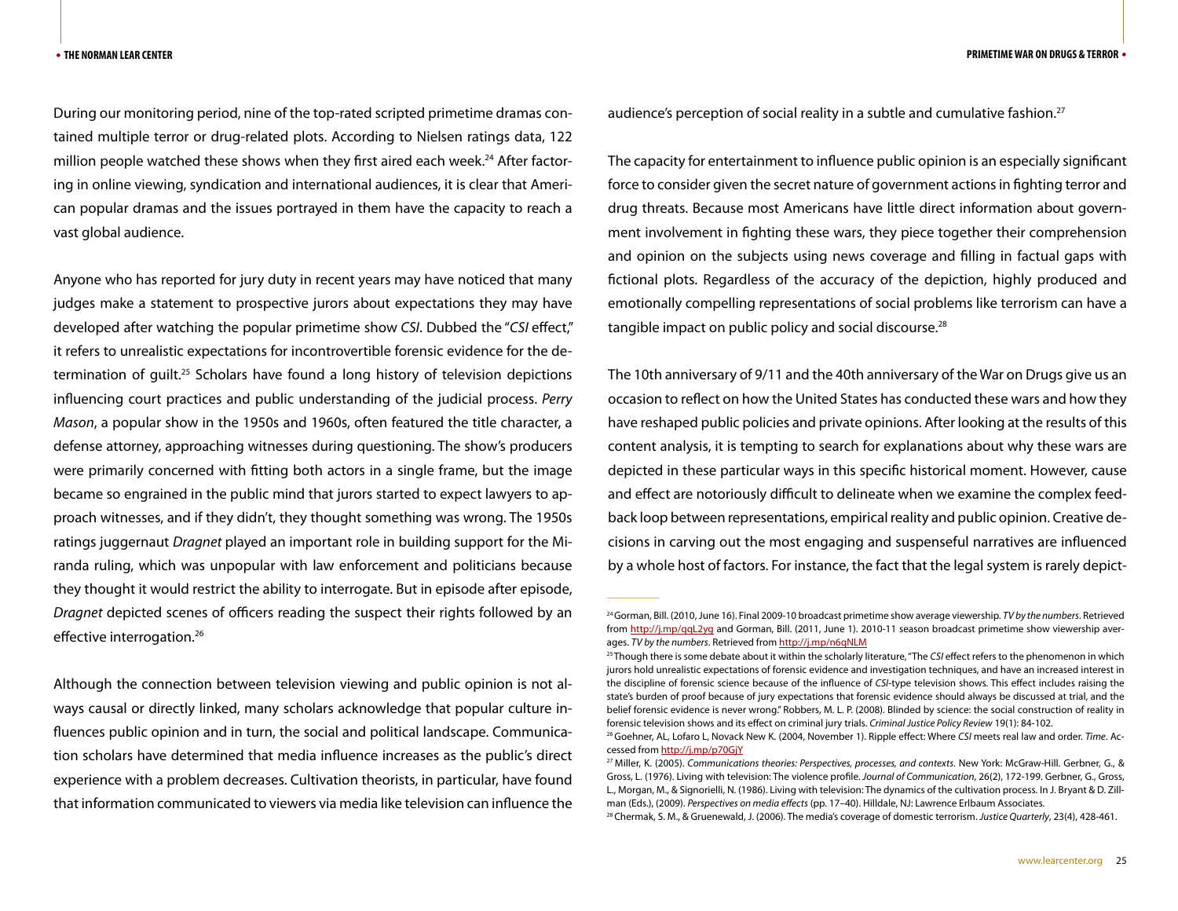During our monitoring period, nine of the top-rated scripted primetime dramas contained multiple terror or drug-related plots. According to Nielsen ratings data, 122 million people watched these shows when they first aired each week.[24] After factoring in online viewing, syndication and international audiences, it is clear that American popular dramas and the issues portrayed in them have the capacity to reach a vast global audience.

Anyone who has reported for jury duty in recent years may have noticed that many judges make a statement to prospective jurors about expectations they may have developed after watching the popular primetime show *CSI*. Dubbed the "*CSI* effect," it refers to unrealistic expectations for incontrovertible forensic evidence for the determination of guilt.[25] Scholars have found a long history of television depictions influencing court practices and public understanding of the judicial process. *Perry Mason*, a popular show in the 1950s and 1960s, often featured the title character, a defense attorney, approaching witnesses during questioning. The show's producers were primarily concerned with fitting both actors in a single frame, but the image became so engrained in the public mind that jurors started to expect lawyers to approach witnesses, and if they didn't, they thought something was wrong. The 1950s ratings juggernaut *Dragnet* played an important role in building support for the Miranda ruling, which was unpopular with law enforcement and politicians because they thought it would restrict the ability to interrogate. But in episode after episode, *Dragnet* depicted scenes of officers reading the suspect their rights followed by an effective interrogation.[26]

Although the connection between television viewing and public opinion is not always causal or directly linked, many scholars acknowledge that popular culture influences public opinion and in turn, the social and political landscape. Communication scholars have determined that media influence increases as the public's direct experience with a problem decreases. Cultivation theorists, in particular, have found that information communicated to viewers via media like television can influence the audience's perception of social reality in a subtle and cumulative fashion.[27]

The capacity for entertainment to influence public opinion is an especially significant force to consider given the secret nature of government actions in fighting terror and drug threats. Because most Americans have little direct information about government involvement in fighting these wars, they piece together their comprehension and opinion on the subjects using news coverage and filling in factual gaps with fictional plots. Regardless of the accuracy of the depiction, highly produced and emotionally compelling representations of social problems like terrorism can have a tangible impact on public policy and social discourse.[28]

The 10th anniversary of 9/11 and the 40th anniversary of the War on Drugs give us an occasion to reflect on how the United States has conducted these wars and how they have reshaped public policies and private opinions. After looking at the results of this content analysis, it is tempting to search for explanations about why these wars are depicted in these particular ways in this specific historical moment. However, cause and effect are notoriously difficult to delineate when we examine the complex feedback loop between representations, empirical reality and public opinion. Creative decisions in carving out the most engaging and suspenseful narratives are influenced by a whole host of factors. For instance, the fact that the legal system is rarely depict-

---

[24] Gorman, Bill. (2010, June 16). Final 2009-10 broadcast primetime show average viewership. *TV by the numbers*. Retrieved from http://j.mp/qqL2yq and Gorman, Bill. (2011, June 1). 2010-11 season broadcast primetime show viewership averages. *TV by the numbers*. Retrieved from http://j.mp/n6qNLM

[25] Though there is some debate about it within the scholarly literature, "The *CSI* effect refers to the phenomenon in which jurors hold unrealistic expectations of forensic evidence and investigation techniques, and have an increased interest in the discipline of forensic science because of the influence of *CSI*-type television shows. This effect includes raising the state's burden of proof because of jury expectations that forensic evidence should always be discussed at trial, and the belief forensic evidence is never wrong." Robbers, M. L. P. (2008). Blinded by science: the social construction of reality in forensic television shows and its effect on criminal jury trials. *Criminal Justice Policy Review* 19(1): 84-102.

[26] Goehner, AL, Lofaro L, Novack New K. (2004, November 1). Ripple effect: Where *CSI* meets real law and order. *Time*. Accessed from http://j.mp/p70GjY

[27] Miller, K. (2005). *Communications theories: Perspectives, processes, and contexts*. New York: McGraw-Hill. Gerbner, G., & Gross, L. (1976). Living with television: The violence profile. *Journal of Communication*, 26(2), 172-199. Gerbner, G., Gross, L., Morgan, M., & Signorielli, N. (1986). Living with television: The dynamics of the cultivation process. In J. Bryant & D. Zillman (Eds.), (2009). *Perspectives on media effects* (pp. 17–40). Hilldale, NJ: Lawrence Erlbaum Associates.

[28] Chermak, S. M., & Gruenewald, J. (2006). The media's coverage of domestic terrorism. *Justice Quarterly*, 23(4), 428-461.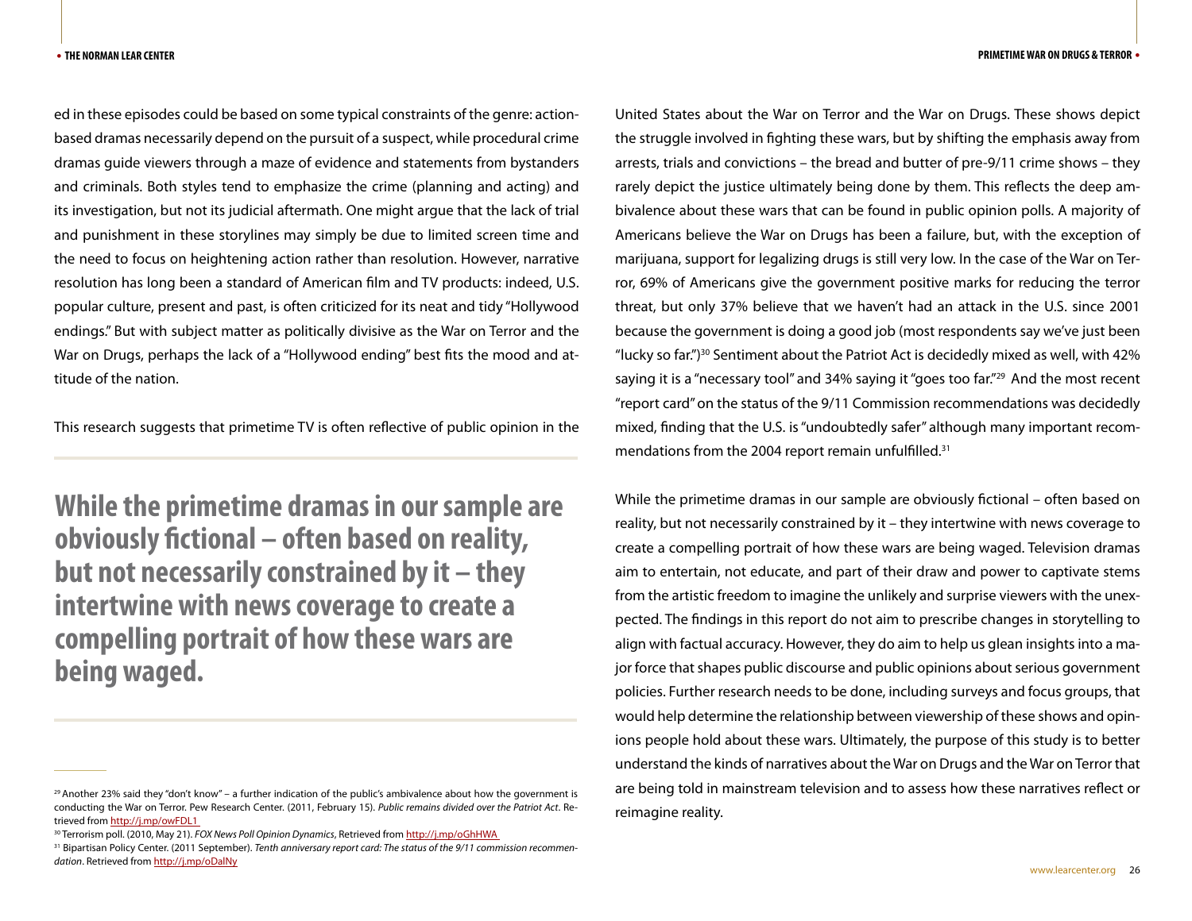ed in these episodes could be based on some typical constraints of the genre: action-based dramas necessarily depend on the pursuit of a suspect, while procedural crime dramas guide viewers through a maze of evidence and statements from bystanders and criminals. Both styles tend to emphasize the crime (planning and acting) and its investigation, but not its judicial aftermath. One might argue that the lack of trial and punishment in these storylines may simply be due to limited screen time and the need to focus on heightening action rather than resolution. However, narrative resolution has long been a standard of American film and TV products: indeed, U.S. popular culture, present and past, is often criticized for its neat and tidy "Hollywood endings." But with subject matter as politically divisive as the War on Terror and the War on Drugs, perhaps the lack of a "Hollywood ending" best fits the mood and attitude of the nation.

This research suggests that primetime TV is often reflective of public opinion in the United States about the War on Terror and the War on Drugs. These shows depict the struggle involved in fighting these wars, but by shifting the emphasis away from arrests, trials and convictions – the bread and butter of pre-9/11 crime shows – they rarely depict the justice ultimately being done by them. This reflects the deep ambivalence about these wars that can be found in public opinion polls. A majority of Americans believe the War on Drugs has been a failure, but, with the exception of marijuana, support for legalizing drugs is still very low. In the case of the War on Terror, 69% of Americans give the government positive marks for reducing the terror threat, but only 37% believe that we haven't had an attack in the U.S. since 2001 because the government is doing a good job (most respondents say we've just been "lucky so far.")[30] Sentiment about the Patriot Act is decidedly mixed as well, with 42% saying it is a "necessary tool" and 34% saying it "goes too far."[29] And the most recent "report card" on the status of the 9/11 Commission recommendations was decidedly mixed, finding that the U.S. is "undoubtedly safer" although many important recommendations from the 2004 report remain unfulfilled.[31]

**While the primetime dramas in our sample are obviously fictional – often based on reality, but not necessarily constrained by it – they intertwine with news coverage to create a compelling portrait of how these wars are being waged.**

While the primetime dramas in our sample are obviously fictional – often based on reality, but not necessarily constrained by it – they intertwine with news coverage to create a compelling portrait of how these wars are being waged. Television dramas aim to entertain, not educate, and part of their draw and power to captivate stems from the artistic freedom to imagine the unlikely and surprise viewers with the unexpected. The findings in this report do not aim to prescribe changes in storytelling to align with factual accuracy. However, they do aim to help us glean insights into a major force that shapes public discourse and public opinions about serious government policies. Further research needs to be done, including surveys and focus groups, that would help determine the relationship between viewership of these shows and opinions people hold about these wars. Ultimately, the purpose of this study is to better understand the kinds of narratives about the War on Drugs and the War on Terror that are being told in mainstream television and to assess how these narratives reflect or reimagine reality.

---

[29] Another 23% said they "don't know" – a further indication of the public's ambivalence about how the government is conducting the War on Terror. Pew Research Center. (2011, February 15). *Public remains divided over the Patriot Act*. Retrieved from http://j.mp/owFDL1

[30] Terrorism poll. (2010, May 21). *FOX News Poll Opinion Dynamics*, Retrieved from http://j.mp/oGhHWA

[31] Bipartisan Policy Center. (2011 September). *Tenth anniversary report card: The status of the 9/11 commission recommendation*. Retrieved from http://j.mp/oDalNy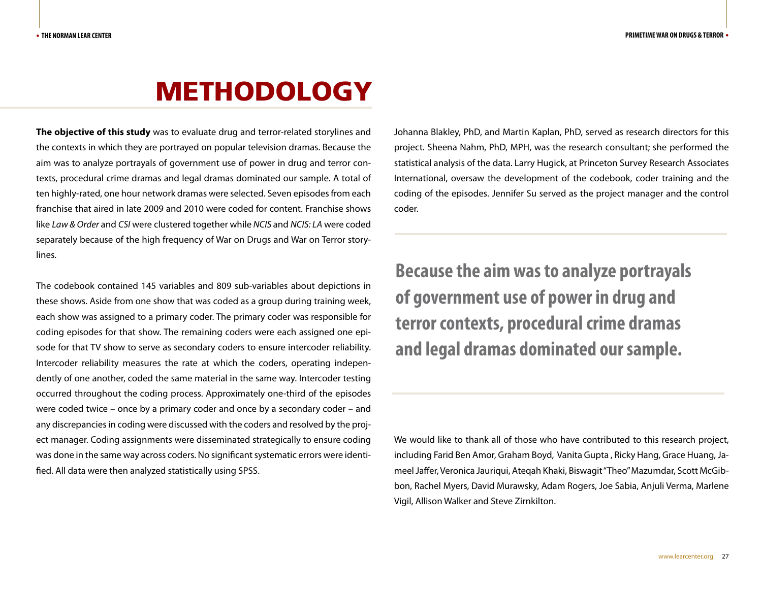# METHODOLOGY

**The objective of this study** was to evaluate drug and terror-related storylines and the contexts in which they are portrayed on popular television dramas. Because the aim was to analyze portrayals of government use of power in drug and terror contexts, procedural crime dramas and legal dramas dominated our sample. A total of ten highly-rated, one hour network dramas were selected. Seven episodes from each franchise that aired in late 2009 and 2010 were coded for content. Franchise shows like *Law & Order* and *CSI* were clustered together while *NCIS* and *NCIS: LA* were coded separately because of the high frequency of War on Drugs and War on Terror storylines.

The codebook contained 145 variables and 809 sub-variables about depictions in these shows. Aside from one show that was coded as a group during training week, each show was assigned to a primary coder. The primary coder was responsible for coding episodes for that show. The remaining coders were each assigned one episode for that TV show to serve as secondary coders to ensure intercoder reliability. Intercoder reliability measures the rate at which the coders, operating independently of one another, coded the same material in the same way. Intercoder testing occurred throughout the coding process. Approximately one-third of the episodes were coded twice – once by a primary coder and once by a secondary coder – and any discrepancies in coding were discussed with the coders and resolved by the project manager. Coding assignments were disseminated strategically to ensure coding was done in the same way across coders. No significant systematic errors were identified. All data were then analyzed statistically using SPSS.

Johanna Blakley, PhD, and Martin Kaplan, PhD, served as research directors for this project. Sheena Nahm, PhD, MPH, was the research consultant; she performed the statistical analysis of the data. Larry Hugick, at Princeton Survey Research Associates International, oversaw the development of the codebook, coder training and the coding of the episodes. Jennifer Su served as the project manager and the control coder.

**Because the aim was to analyze portrayals of government use of power in drug and terror contexts, procedural crime dramas and legal dramas dominated our sample.**

We would like to thank all of those who have contributed to this research project, including Farid Ben Amor, Graham Boyd, Vanita Gupta , Ricky Hang, Grace Huang, Jameel Jaffer, Veronica Jauriqui, Ateqah Khaki, Biswagit "Theo" Mazumdar, Scott McGibbon, Rachel Myers, David Murawsky, Adam Rogers, Joe Sabia, Anjuli Verma, Marlene Vigil, Allison Walker and Steve Zirnkilton.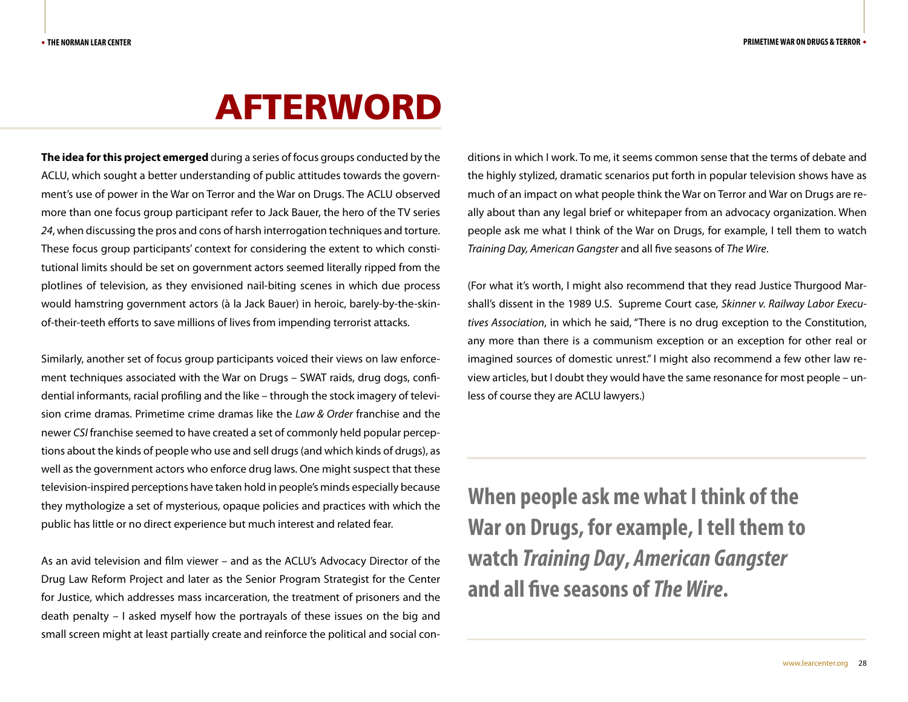# AFTERWORD

**The idea for this project emerged** during a series of focus groups conducted by the ACLU, which sought a better understanding of public attitudes towards the government's use of power in the War on Terror and the War on Drugs. The ACLU observed more than one focus group participant refer to Jack Bauer, the hero of the TV series *24*, when discussing the pros and cons of harsh interrogation techniques and torture. These focus group participants' context for considering the extent to which constitutional limits should be set on government actors seemed literally ripped from the plotlines of television, as they envisioned nail-biting scenes in which due process would hamstring government actors (à la Jack Bauer) in heroic, barely-by-the-skin-of-their-teeth efforts to save millions of lives from impending terrorist attacks.

Similarly, another set of focus group participants voiced their views on law enforcement techniques associated with the War on Drugs – SWAT raids, drug dogs, confidential informants, racial profiling and the like – through the stock imagery of television crime dramas. Primetime crime dramas like the *Law & Order* franchise and the newer *CSI* franchise seemed to have created a set of commonly held popular perceptions about the kinds of people who use and sell drugs (and which kinds of drugs), as well as the government actors who enforce drug laws. One might suspect that these television-inspired perceptions have taken hold in people's minds especially because they mythologize a set of mysterious, opaque policies and practices with which the public has little or no direct experience but much interest and related fear.

As an avid television and film viewer – and as the ACLU's Advocacy Director of the Drug Law Reform Project and later as the Senior Program Strategist for the Center for Justice, which addresses mass incarceration, the treatment of prisoners and the death penalty – I asked myself how the portrayals of these issues on the big and small screen might at least partially create and reinforce the political and social conditions in which I work. To me, it seems common sense that the terms of debate and the highly stylized, dramatic scenarios put forth in popular television shows have as much of an impact on what people think the War on Terror and War on Drugs are really about than any legal brief or whitepaper from an advocacy organization. When people ask me what I think of the War on Drugs, for example, I tell them to watch *Training Day, American Gangster* and all five seasons of *The Wire*.

(For what it's worth, I might also recommend that they read Justice Thurgood Marshall's dissent in the 1989 U.S. Supreme Court case, *Skinner v. Railway Labor Executives Association*, in which he said, "There is no drug exception to the Constitution, any more than there is a communism exception or an exception for other real or imagined sources of domestic unrest." I might also recommend a few other law review articles, but I doubt they would have the same resonance for most people – unless of course they are ACLU lawyers.)

**When people ask me what I think of the War on Drugs, for example, I tell them to watch *Training Day*, *American Gangster* and all five seasons of *The Wire*.**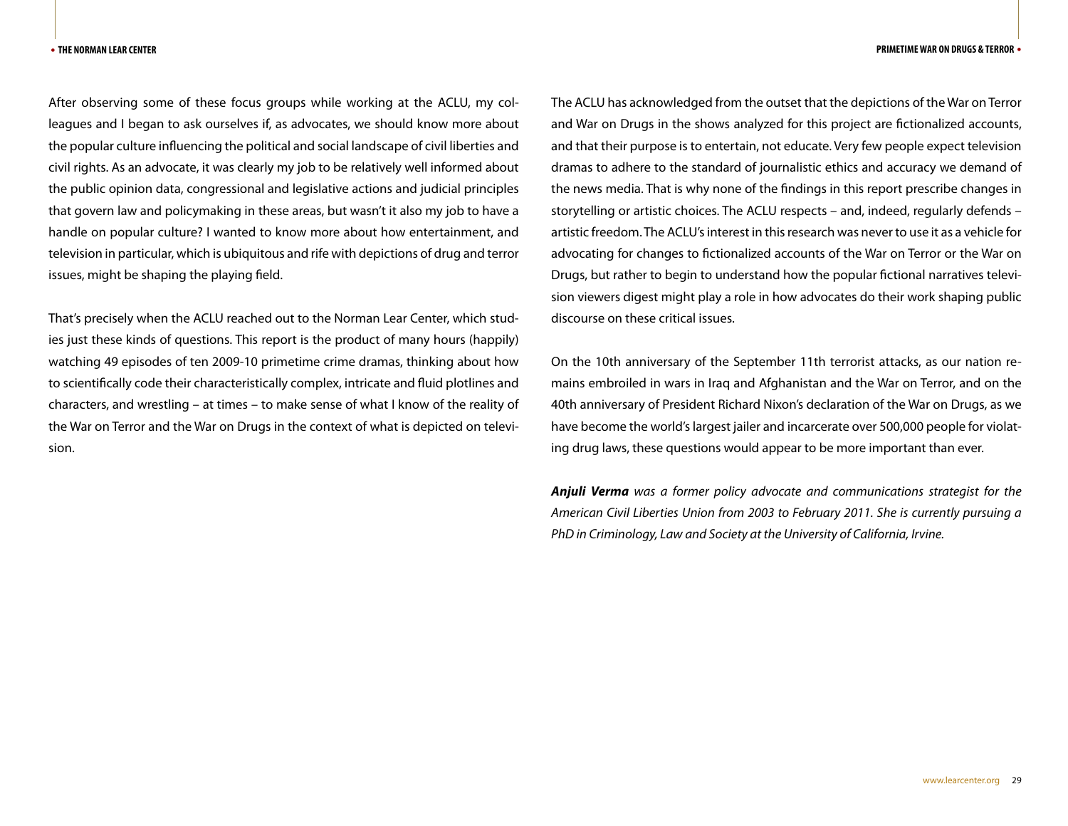After observing some of these focus groups while working at the ACLU, my colleagues and I began to ask ourselves if, as advocates, we should know more about the popular culture influencing the political and social landscape of civil liberties and civil rights. As an advocate, it was clearly my job to be relatively well informed about the public opinion data, congressional and legislative actions and judicial principles that govern law and policymaking in these areas, but wasn't it also my job to have a handle on popular culture? I wanted to know more about how entertainment, and television in particular, which is ubiquitous and rife with depictions of drug and terror issues, might be shaping the playing field.

That's precisely when the ACLU reached out to the Norman Lear Center, which studies just these kinds of questions. This report is the product of many hours (happily) watching 49 episodes of ten 2009-10 primetime crime dramas, thinking about how to scientifically code their characteristically complex, intricate and fluid plotlines and characters, and wrestling – at times – to make sense of what I know of the reality of the War on Terror and the War on Drugs in the context of what is depicted on television.

The ACLU has acknowledged from the outset that the depictions of the War on Terror and War on Drugs in the shows analyzed for this project are fictionalized accounts, and that their purpose is to entertain, not educate. Very few people expect television dramas to adhere to the standard of journalistic ethics and accuracy we demand of the news media. That is why none of the findings in this report prescribe changes in storytelling or artistic choices. The ACLU respects – and, indeed, regularly defends – artistic freedom. The ACLU's interest in this research was never to use it as a vehicle for advocating for changes to fictionalized accounts of the War on Terror or the War on Drugs, but rather to begin to understand how the popular fictional narratives television viewers digest might play a role in how advocates do their work shaping public discourse on these critical issues.

On the 10th anniversary of the September 11th terrorist attacks, as our nation remains embroiled in wars in Iraq and Afghanistan and the War on Terror, and on the 40th anniversary of President Richard Nixon's declaration of the War on Drugs, as we have become the world's largest jailer and incarcerate over 500,000 people for violating drug laws, these questions would appear to be more important than ever.

***Anjuli Verma*** *was a former policy advocate and communications strategist for the American Civil Liberties Union from 2003 to February 2011. She is currently pursuing a PhD in Criminology, Law and Society at the University of California, Irvine.*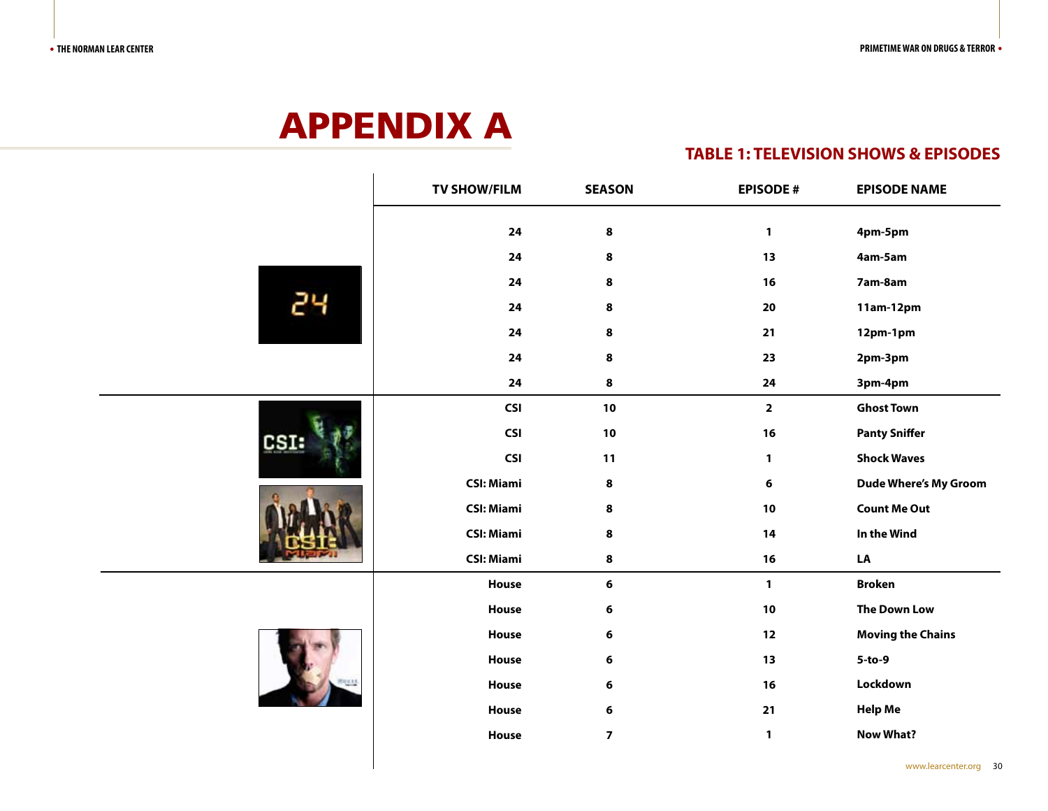# APPENDIX A

## TABLE 1: TELEVISION SHOWS & EPISODES

| TV SHOW/FILM | SEASON | EPISODE # | EPISODE NAME |
|---|---|---|---|
| 24 | 8 | 1 | 4pm-5pm |
| 24 | 8 | 13 | 4am-5am |
| 24 | 8 | 16 | 7am-8am |
| 24 | 8 | 20 | 11am-12pm |
| 24 | 8 | 21 | 12pm-1pm |
| 24 | 8 | 23 | 2pm-3pm |
| 24 | 8 | 24 | 3pm-4pm |
| CSI | 10 | 2 | Ghost Town |
| CSI | 10 | 16 | Panty Sniffer |
| CSI | 11 | 1 | Shock Waves |
| CSI: Miami | 8 | 6 | Dude Where's My Groom |
| CSI: Miami | 8 | 10 | Count Me Out |
| CSI: Miami | 8 | 14 | In the Wind |
| CSI: Miami | 8 | 16 | LA |
| House | 6 | 1 | Broken |
| House | 6 | 10 | The Down Low |
| House | 6 | 12 | Moving the Chains |
| House | 6 | 13 | 5-to-9 |
| House | 6 | 16 | Lockdown |
| House | 6 | 21 | Help Me |
| House | 7 | 1 | Now What? |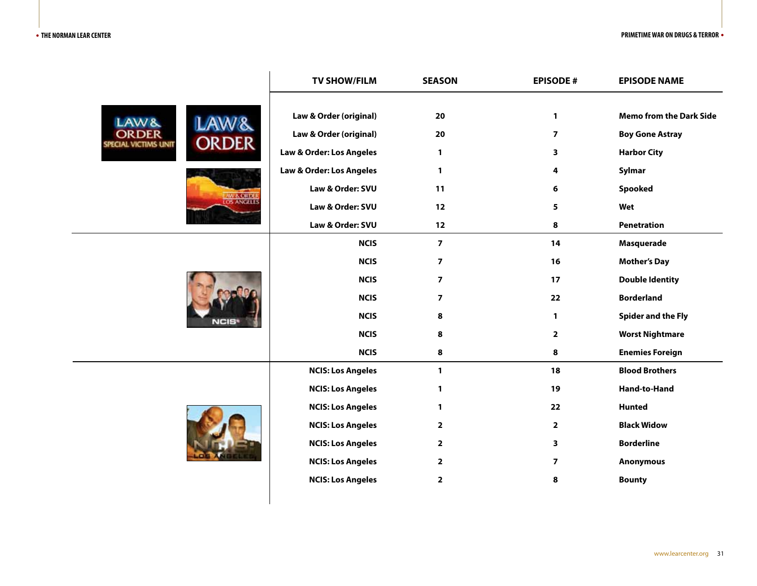| TV SHOW/FILM | SEASON | EPISODE # | EPISODE NAME |
|---|---|---|---|
| Law & Order (original) | 20 | 1 | Memo from the Dark Side |
| Law & Order (original) | 20 | 7 | Boy Gone Astray |
| Law & Order: Los Angeles | 1 | 3 | Harbor City |
| Law & Order: Los Angeles | 1 | 4 | Sylmar |
| Law & Order: SVU | 11 | 6 | Spooked |
| Law & Order: SVU | 12 | 5 | Wet |
| Law & Order: SVU | 12 | 8 | Penetration |
| NCIS | 7 | 14 | Masquerade |
| NCIS | 7 | 16 | Mother's Day |
| NCIS | 7 | 17 | Double Identity |
| NCIS | 7 | 22 | Borderland |
| NCIS | 8 | 1 | Spider and the Fly |
| NCIS | 8 | 2 | Worst Nightmare |
| NCIS | 8 | 8 | Enemies Foreign |
| NCIS: Los Angeles | 1 | 18 | Blood Brothers |
| NCIS: Los Angeles | 1 | 19 | Hand-to-Hand |
| NCIS: Los Angeles | 1 | 22 | Hunted |
| NCIS: Los Angeles | 2 | 2 | Black Widow |
| NCIS: Los Angeles | 2 | 3 | Borderline |
| NCIS: Los Angeles | 2 | 7 | Anonymous |
| NCIS: Los Angeles | 2 | 8 | Bounty |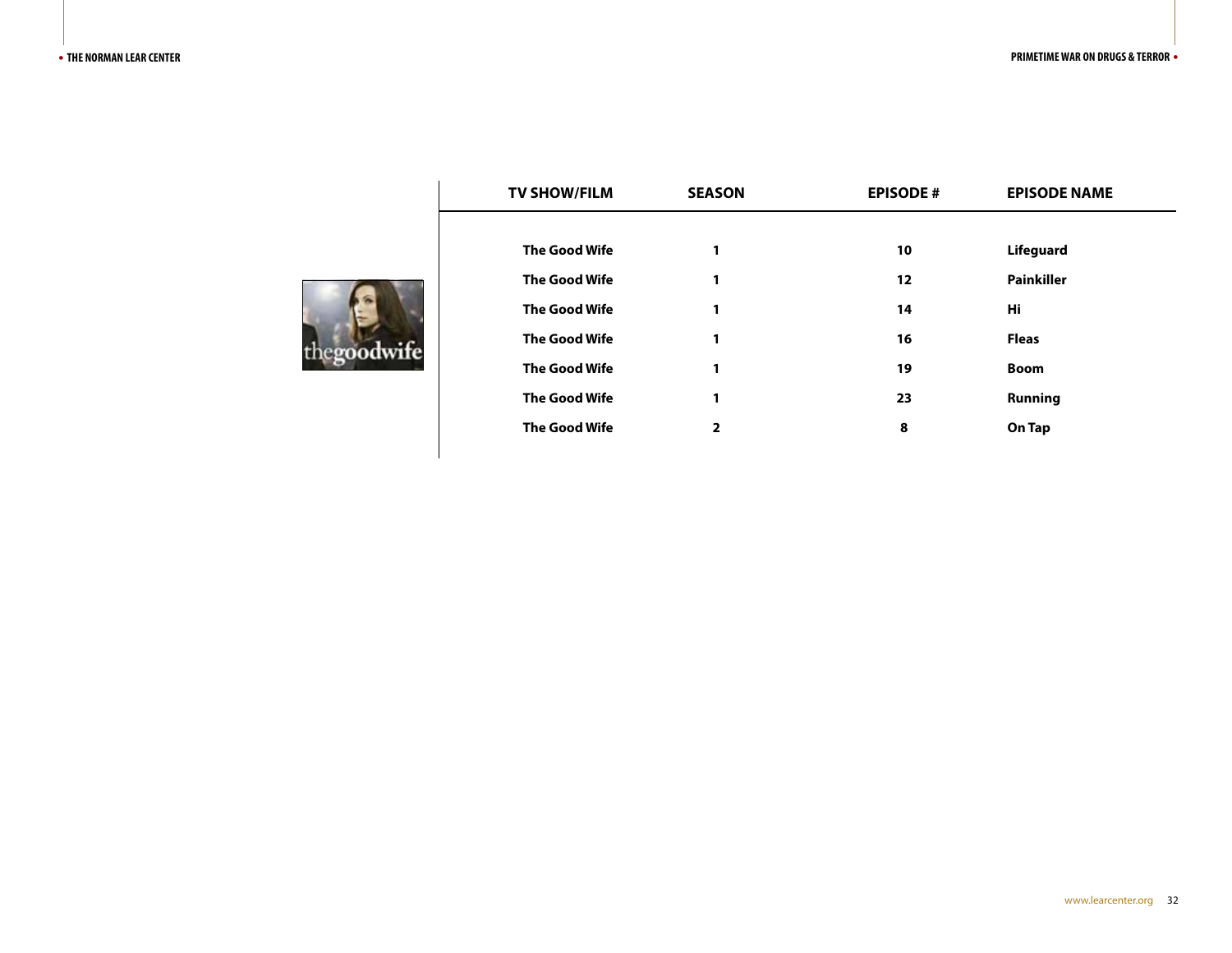| TV SHOW/FILM | SEASON | EPISODE # | EPISODE NAME |
|---|---|---|---|
| The Good Wife | 1 | 10 | Lifeguard |
| The Good Wife | 1 | 12 | Painkiller |
| The Good Wife | 1 | 14 | Hi |
| The Good Wife | 1 | 16 | Fleas |
| The Good Wife | 1 | 19 | Boom |
| The Good Wife | 1 | 23 | Running |
| The Good Wife | 2 | 8 | On Tap |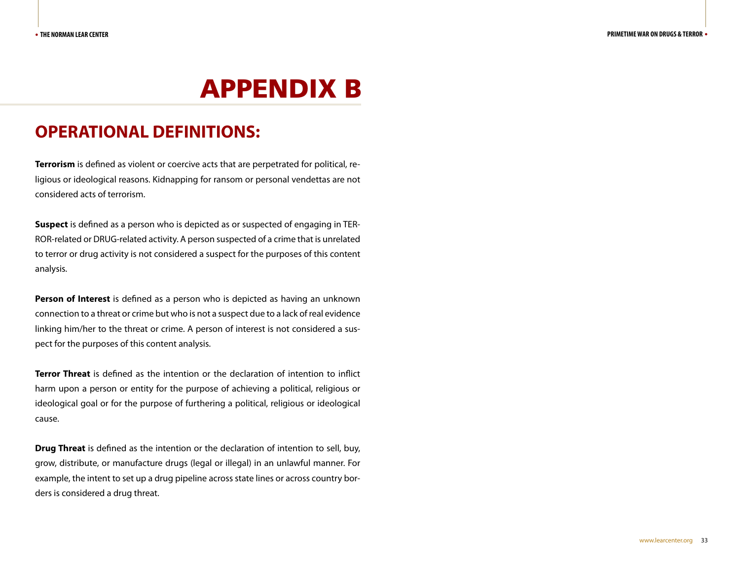# APPENDIX B

## OPERATIONAL DEFINITIONS:

**Terrorism** is defined as violent or coercive acts that are perpetrated for political, religious or ideological reasons. Kidnapping for ransom or personal vendettas are not considered acts of terrorism.

**Suspect** is defined as a person who is depicted as or suspected of engaging in TERROR-related or DRUG-related activity. A person suspected of a crime that is unrelated to terror or drug activity is not considered a suspect for the purposes of this content analysis.

**Person of Interest** is defined as a person who is depicted as having an unknown connection to a threat or crime but who is not a suspect due to a lack of real evidence linking him/her to the threat or crime. A person of interest is not considered a suspect for the purposes of this content analysis.

**Terror Threat** is defined as the intention or the declaration of intention to inflict harm upon a person or entity for the purpose of achieving a political, religious or ideological goal or for the purpose of furthering a political, religious or ideological cause.

**Drug Threat** is defined as the intention or the declaration of intention to sell, buy, grow, distribute, or manufacture drugs (legal or illegal) in an unlawful manner. For example, the intent to set up a drug pipeline across state lines or across country borders is considered a drug threat.